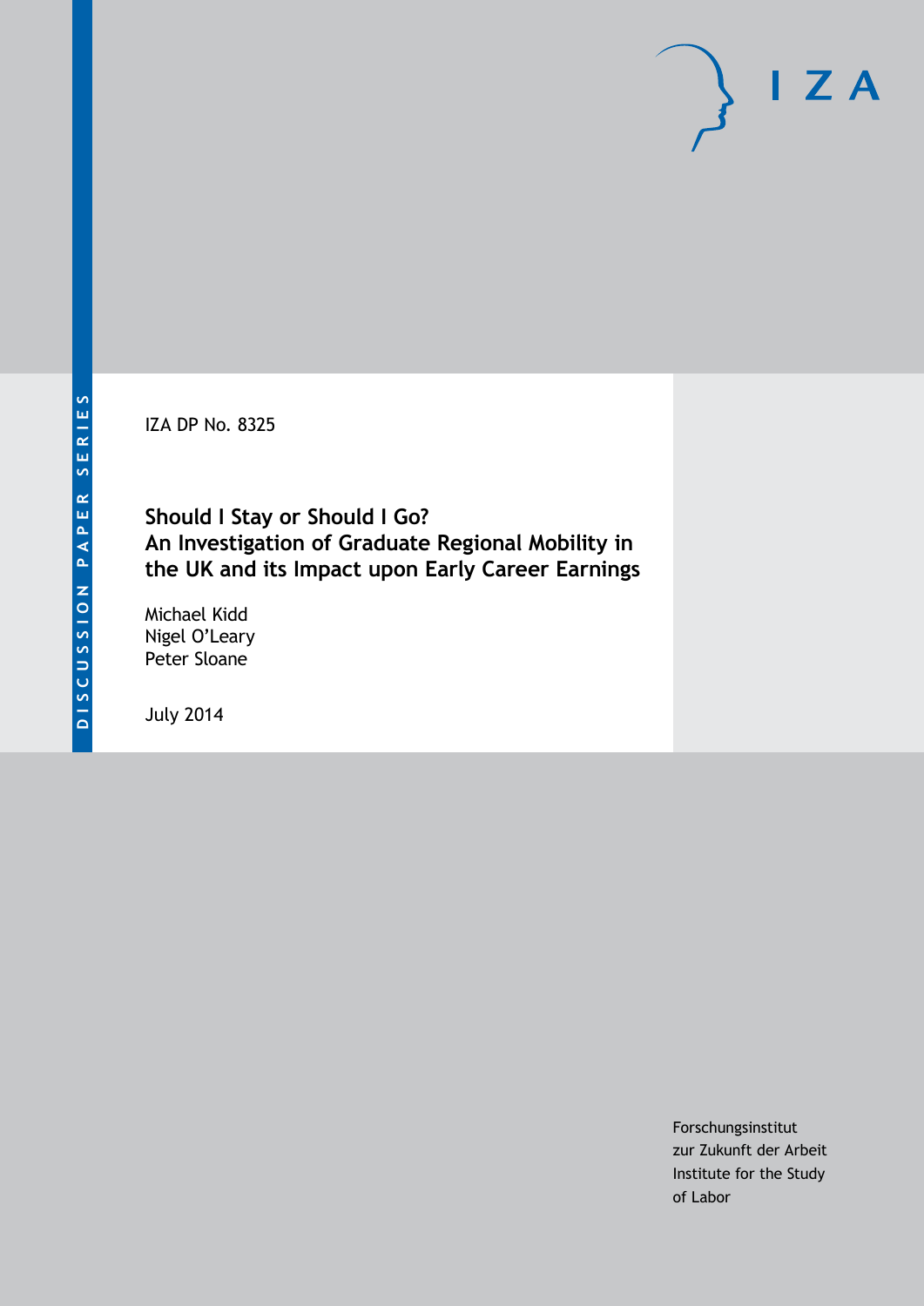DISCUSSION PAPER SERIES

IZA DP No. 8325

# Should I Stay or Should I Go? An Investigation of Graduate Regional Mobility in the UK and its Impact upon Early Career Earnings

Michael Kidd
Nigel O'Leary
Peter Sloane

July 2014

Forschungsinstitut
zur Zukunft der Arbeit
Institute for the Study
of Labor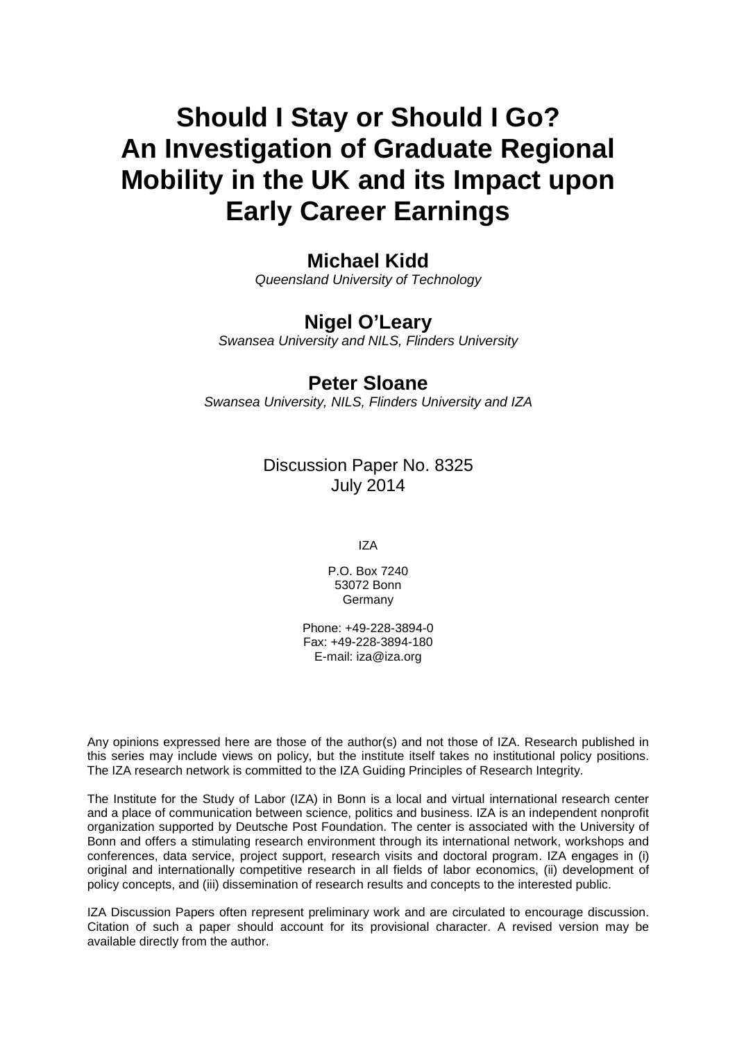# Should I Stay or Should I Go? An Investigation of Graduate Regional Mobility in the UK and its Impact upon Early Career Earnings

**Michael Kidd**

*Queensland University of Technology*

**Nigel O'Leary**

*Swansea University and NILS, Flinders University*

**Peter Sloane**

*Swansea University, NILS, Flinders University and IZA*

Discussion Paper No. 8325
July 2014

IZA

P.O. Box 7240
53072 Bonn
Germany

Phone: +49-228-3894-0
Fax: +49-228-3894-180
E-mail: iza@iza.org

Any opinions expressed here are those of the author(s) and not those of IZA. Research published in this series may include views on policy, but the institute itself takes no institutional policy positions. The IZA research network is committed to the IZA Guiding Principles of Research Integrity.

The Institute for the Study of Labor (IZA) in Bonn is a local and virtual international research center and a place of communication between science, politics and business. IZA is an independent nonprofit organization supported by Deutsche Post Foundation. The center is associated with the University of Bonn and offers a stimulating research environment through its international network, workshops and conferences, data service, project support, research visits and doctoral program. IZA engages in (i) original and internationally competitive research in all fields of labor economics, (ii) development of policy concepts, and (iii) dissemination of research results and concepts to the interested public.

IZA Discussion Papers often represent preliminary work and are circulated to encourage discussion. Citation of such a paper should account for its provisional character. A revised version may be available directly from the author.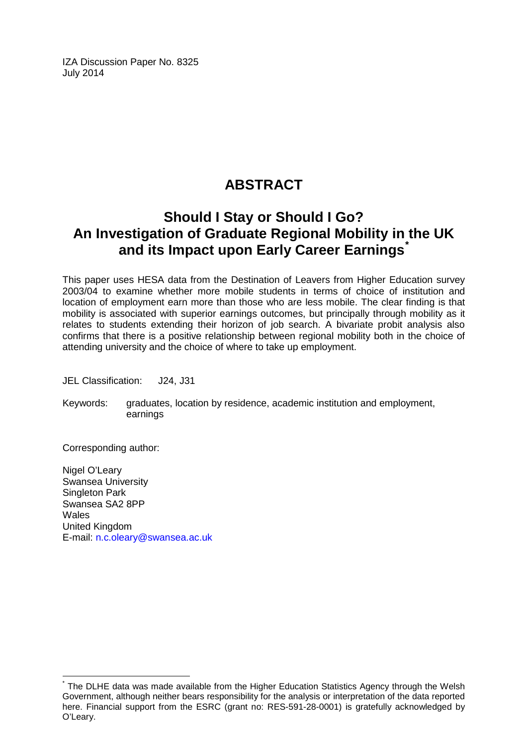IZA Discussion Paper No. 8325
July 2014

# ABSTRACT

## Should I Stay or Should I Go? An Investigation of Graduate Regional Mobility in the UK and its Impact upon Early Career Earnings[*]

This paper uses HESA data from the Destination of Leavers from Higher Education survey 2003/04 to examine whether more mobile students in terms of choice of institution and location of employment earn more than those who are less mobile. The clear finding is that mobility is associated with superior earnings outcomes, but principally through mobility as it relates to students extending their horizon of job search. A bivariate probit analysis also confirms that there is a positive relationship between regional mobility both in the choice of attending university and the choice of where to take up employment.

JEL Classification: J24, J31

Keywords: graduates, location by residence, academic institution and employment, earnings

Corresponding author:

Nigel O'Leary
Swansea University
Singleton Park
Swansea SA2 8PP
Wales
United Kingdom
E-mail: n.c.oleary@swansea.ac.uk

[*] The DLHE data was made available from the Higher Education Statistics Agency through the Welsh Government, although neither bears responsibility for the analysis or interpretation of the data reported here. Financial support from the ESRC (grant no: RES-591-28-0001) is gratefully acknowledged by O'Leary.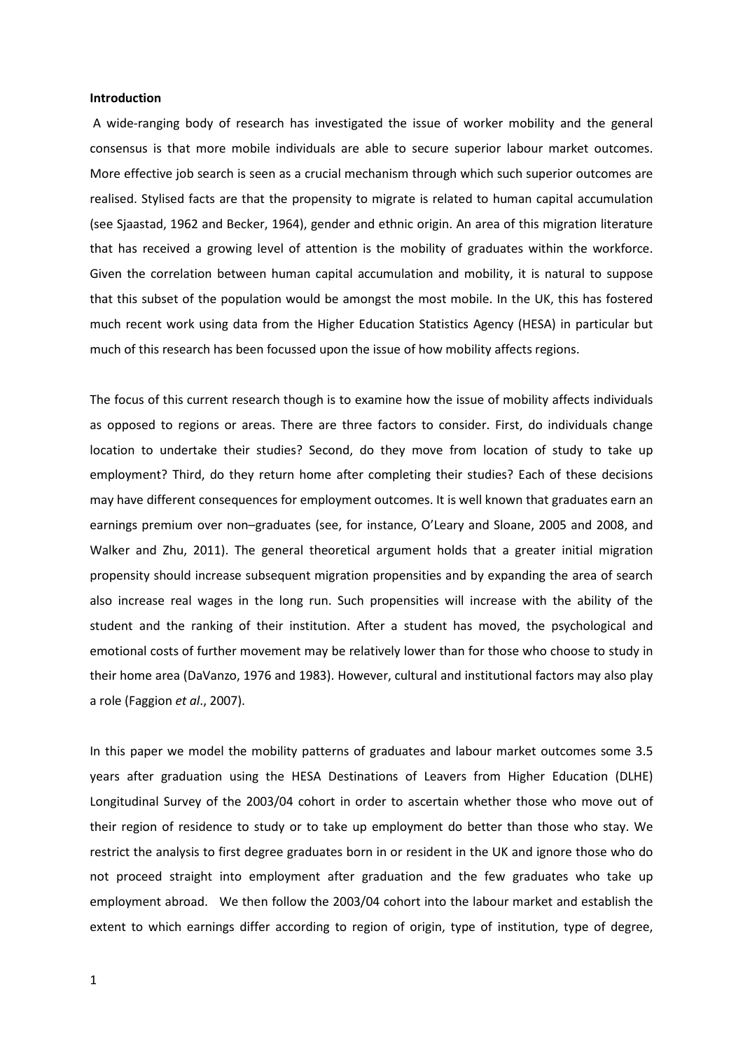**Introduction**

A wide-ranging body of research has investigated the issue of worker mobility and the general consensus is that more mobile individuals are able to secure superior labour market outcomes. More effective job search is seen as a crucial mechanism through which such superior outcomes are realised. Stylised facts are that the propensity to migrate is related to human capital accumulation (see Sjaastad, 1962 and Becker, 1964), gender and ethnic origin. An area of this migration literature that has received a growing level of attention is the mobility of graduates within the workforce. Given the correlation between human capital accumulation and mobility, it is natural to suppose that this subset of the population would be amongst the most mobile. In the UK, this has fostered much recent work using data from the Higher Education Statistics Agency (HESA) in particular but much of this research has been focussed upon the issue of how mobility affects regions.

The focus of this current research though is to examine how the issue of mobility affects individuals as opposed to regions or areas. There are three factors to consider. First, do individuals change location to undertake their studies? Second, do they move from location of study to take up employment? Third, do they return home after completing their studies? Each of these decisions may have different consequences for employment outcomes. It is well known that graduates earn an earnings premium over non–graduates (see, for instance, O'Leary and Sloane, 2005 and 2008, and Walker and Zhu, 2011). The general theoretical argument holds that a greater initial migration propensity should increase subsequent migration propensities and by expanding the area of search also increase real wages in the long run. Such propensities will increase with the ability of the student and the ranking of their institution. After a student has moved, the psychological and emotional costs of further movement may be relatively lower than for those who choose to study in their home area (DaVanzo, 1976 and 1983). However, cultural and institutional factors may also play a role (Faggion *et al*., 2007).

In this paper we model the mobility patterns of graduates and labour market outcomes some 3.5 years after graduation using the HESA Destinations of Leavers from Higher Education (DLHE) Longitudinal Survey of the 2003/04 cohort in order to ascertain whether those who move out of their region of residence to study or to take up employment do better than those who stay. We restrict the analysis to first degree graduates born in or resident in the UK and ignore those who do not proceed straight into employment after graduation and the few graduates who take up employment abroad. We then follow the 2003/04 cohort into the labour market and establish the extent to which earnings differ according to region of origin, type of institution, type of degree,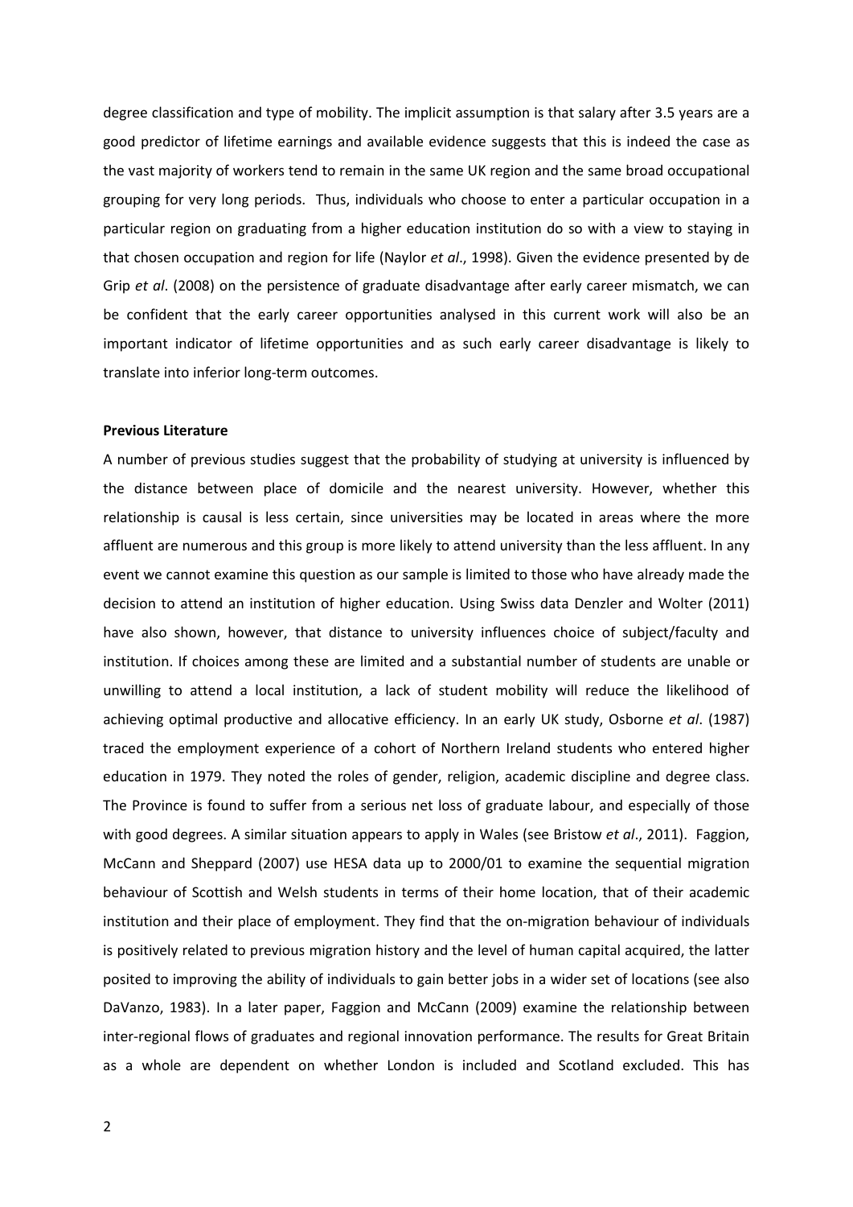degree classification and type of mobility. The implicit assumption is that salary after 3.5 years are a good predictor of lifetime earnings and available evidence suggests that this is indeed the case as the vast majority of workers tend to remain in the same UK region and the same broad occupational grouping for very long periods. Thus, individuals who choose to enter a particular occupation in a particular region on graduating from a higher education institution do so with a view to staying in that chosen occupation and region for life (Naylor *et al*., 1998). Given the evidence presented by de Grip *et al*. (2008) on the persistence of graduate disadvantage after early career mismatch, we can be confident that the early career opportunities analysed in this current work will also be an important indicator of lifetime opportunities and as such early career disadvantage is likely to translate into inferior long-term outcomes.

**Previous Literature**

A number of previous studies suggest that the probability of studying at university is influenced by the distance between place of domicile and the nearest university. However, whether this relationship is causal is less certain, since universities may be located in areas where the more affluent are numerous and this group is more likely to attend university than the less affluent. In any event we cannot examine this question as our sample is limited to those who have already made the decision to attend an institution of higher education. Using Swiss data Denzler and Wolter (2011) have also shown, however, that distance to university influences choice of subject/faculty and institution. If choices among these are limited and a substantial number of students are unable or unwilling to attend a local institution, a lack of student mobility will reduce the likelihood of achieving optimal productive and allocative efficiency. In an early UK study, Osborne *et al*. (1987) traced the employment experience of a cohort of Northern Ireland students who entered higher education in 1979. They noted the roles of gender, religion, academic discipline and degree class. The Province is found to suffer from a serious net loss of graduate labour, and especially of those with good degrees. A similar situation appears to apply in Wales (see Bristow *et al*., 2011). Faggion, McCann and Sheppard (2007) use HESA data up to 2000/01 to examine the sequential migration behaviour of Scottish and Welsh students in terms of their home location, that of their academic institution and their place of employment. They find that the on-migration behaviour of individuals is positively related to previous migration history and the level of human capital acquired, the latter posited to improving the ability of individuals to gain better jobs in a wider set of locations (see also DaVanzo, 1983). In a later paper, Faggion and McCann (2009) examine the relationship between inter-regional flows of graduates and regional innovation performance. The results for Great Britain as a whole are dependent on whether London is included and Scotland excluded. This has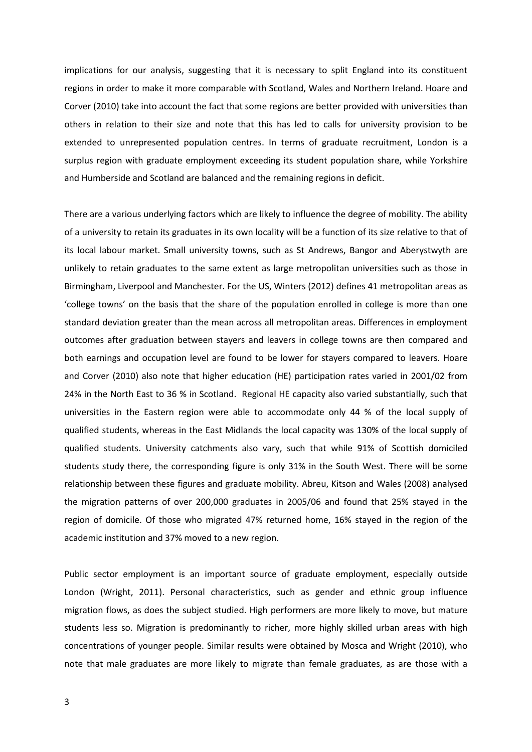implications for our analysis, suggesting that it is necessary to split England into its constituent regions in order to make it more comparable with Scotland, Wales and Northern Ireland. Hoare and Corver (2010) take into account the fact that some regions are better provided with universities than others in relation to their size and note that this has led to calls for university provision to be extended to unrepresented population centres. In terms of graduate recruitment, London is a surplus region with graduate employment exceeding its student population share, while Yorkshire and Humberside and Scotland are balanced and the remaining regions in deficit.

There are a various underlying factors which are likely to influence the degree of mobility. The ability of a university to retain its graduates in its own locality will be a function of its size relative to that of its local labour market. Small university towns, such as St Andrews, Bangor and Aberystwyth are unlikely to retain graduates to the same extent as large metropolitan universities such as those in Birmingham, Liverpool and Manchester. For the US, Winters (2012) defines 41 metropolitan areas as 'college towns' on the basis that the share of the population enrolled in college is more than one standard deviation greater than the mean across all metropolitan areas. Differences in employment outcomes after graduation between stayers and leavers in college towns are then compared and both earnings and occupation level are found to be lower for stayers compared to leavers. Hoare and Corver (2010) also note that higher education (HE) participation rates varied in 2001/02 from 24% in the North East to 36 % in Scotland. Regional HE capacity also varied substantially, such that universities in the Eastern region were able to accommodate only 44 % of the local supply of qualified students, whereas in the East Midlands the local capacity was 130% of the local supply of qualified students. University catchments also vary, such that while 91% of Scottish domiciled students study there, the corresponding figure is only 31% in the South West. There will be some relationship between these figures and graduate mobility. Abreu, Kitson and Wales (2008) analysed the migration patterns of over 200,000 graduates in 2005/06 and found that 25% stayed in the region of domicile. Of those who migrated 47% returned home, 16% stayed in the region of the academic institution and 37% moved to a new region.

Public sector employment is an important source of graduate employment, especially outside London (Wright, 2011). Personal characteristics, such as gender and ethnic group influence migration flows, as does the subject studied. High performers are more likely to move, but mature students less so. Migration is predominantly to richer, more highly skilled urban areas with high concentrations of younger people. Similar results were obtained by Mosca and Wright (2010), who note that male graduates are more likely to migrate than female graduates, as are those with a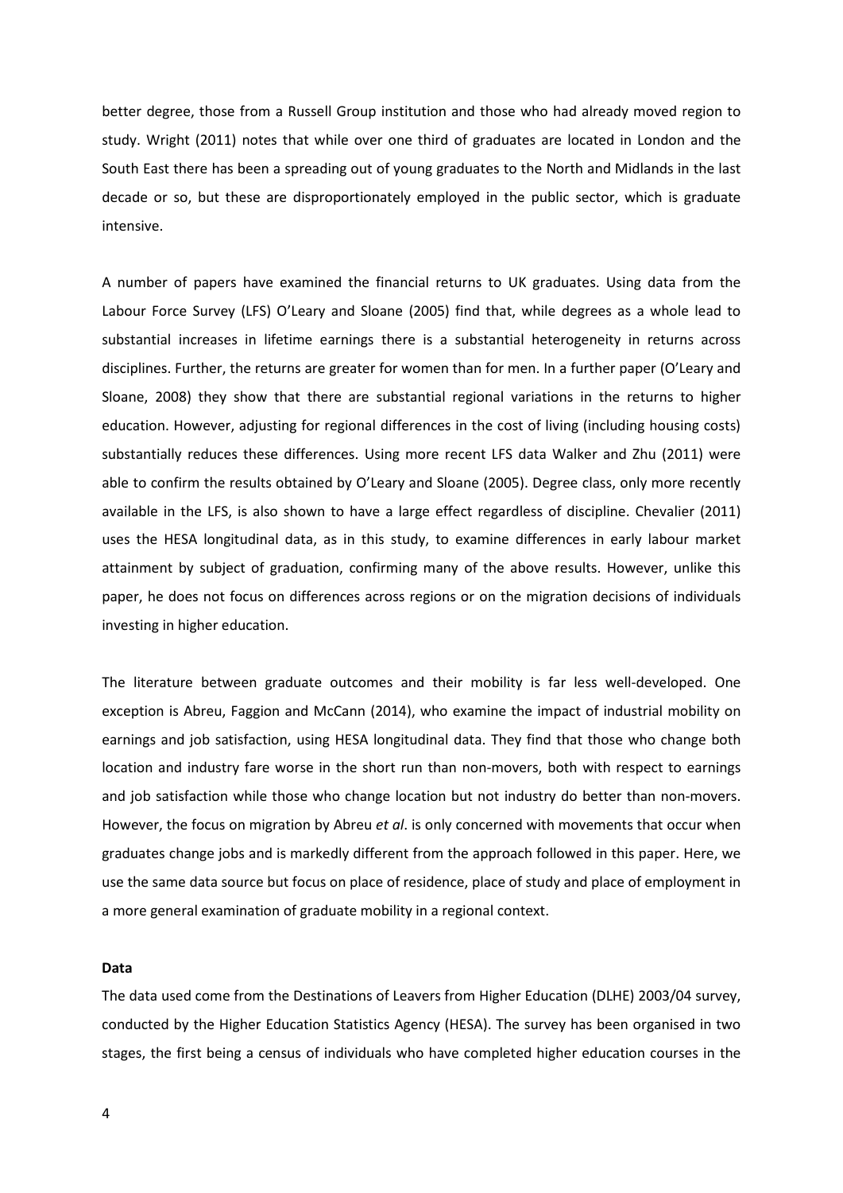better degree, those from a Russell Group institution and those who had already moved region to study. Wright (2011) notes that while over one third of graduates are located in London and the South East there has been a spreading out of young graduates to the North and Midlands in the last decade or so, but these are disproportionately employed in the public sector, which is graduate intensive.

A number of papers have examined the financial returns to UK graduates. Using data from the Labour Force Survey (LFS) O'Leary and Sloane (2005) find that, while degrees as a whole lead to substantial increases in lifetime earnings there is a substantial heterogeneity in returns across disciplines. Further, the returns are greater for women than for men. In a further paper (O'Leary and Sloane, 2008) they show that there are substantial regional variations in the returns to higher education. However, adjusting for regional differences in the cost of living (including housing costs) substantially reduces these differences. Using more recent LFS data Walker and Zhu (2011) were able to confirm the results obtained by O'Leary and Sloane (2005). Degree class, only more recently available in the LFS, is also shown to have a large effect regardless of discipline. Chevalier (2011) uses the HESA longitudinal data, as in this study, to examine differences in early labour market attainment by subject of graduation, confirming many of the above results. However, unlike this paper, he does not focus on differences across regions or on the migration decisions of individuals investing in higher education.

The literature between graduate outcomes and their mobility is far less well-developed. One exception is Abreu, Faggion and McCann (2014), who examine the impact of industrial mobility on earnings and job satisfaction, using HESA longitudinal data. They find that those who change both location and industry fare worse in the short run than non-movers, both with respect to earnings and job satisfaction while those who change location but not industry do better than non-movers. However, the focus on migration by Abreu *et al*. is only concerned with movements that occur when graduates change jobs and is markedly different from the approach followed in this paper. Here, we use the same data source but focus on place of residence, place of study and place of employment in a more general examination of graduate mobility in a regional context.

**Data**

The data used come from the Destinations of Leavers from Higher Education (DLHE) 2003/04 survey, conducted by the Higher Education Statistics Agency (HESA). The survey has been organised in two stages, the first being a census of individuals who have completed higher education courses in the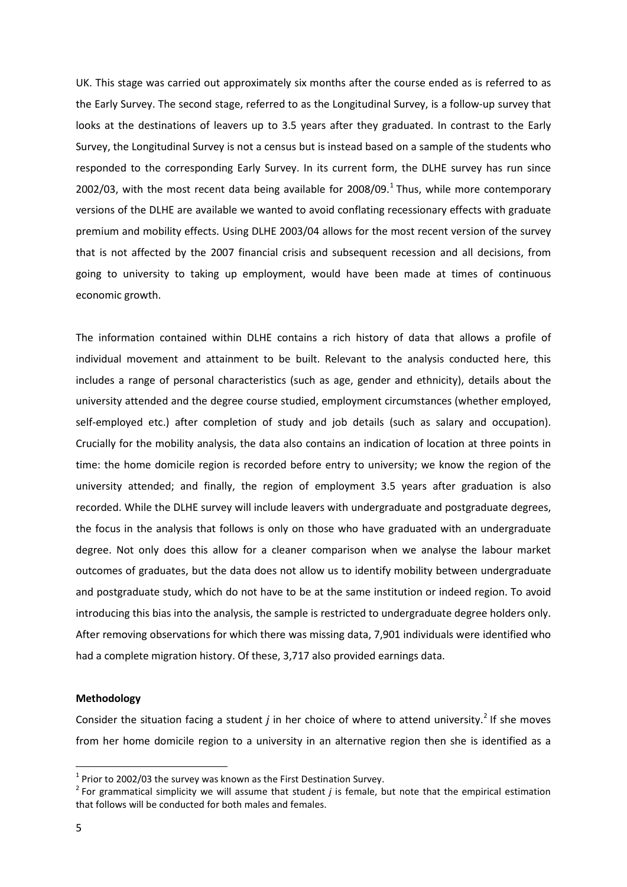UK. This stage was carried out approximately six months after the course ended as is referred to as the Early Survey. The second stage, referred to as the Longitudinal Survey, is a follow-up survey that looks at the destinations of leavers up to 3.5 years after they graduated. In contrast to the Early Survey, the Longitudinal Survey is not a census but is instead based on a sample of the students who responded to the corresponding Early Survey. In its current form, the DLHE survey has run since 2002/03, with the most recent data being available for 2008/09.[1] Thus, while more contemporary versions of the DLHE are available we wanted to avoid conflating recessionary effects with graduate premium and mobility effects. Using DLHE 2003/04 allows for the most recent version of the survey that is not affected by the 2007 financial crisis and subsequent recession and all decisions, from going to university to taking up employment, would have been made at times of continuous economic growth.

The information contained within DLHE contains a rich history of data that allows a profile of individual movement and attainment to be built. Relevant to the analysis conducted here, this includes a range of personal characteristics (such as age, gender and ethnicity), details about the university attended and the degree course studied, employment circumstances (whether employed, self-employed etc.) after completion of study and job details (such as salary and occupation). Crucially for the mobility analysis, the data also contains an indication of location at three points in time: the home domicile region is recorded before entry to university; we know the region of the university attended; and finally, the region of employment 3.5 years after graduation is also recorded. While the DLHE survey will include leavers with undergraduate and postgraduate degrees, the focus in the analysis that follows is only on those who have graduated with an undergraduate degree. Not only does this allow for a cleaner comparison when we analyse the labour market outcomes of graduates, but the data does not allow us to identify mobility between undergraduate and postgraduate study, which do not have to be at the same institution or indeed region. To avoid introducing this bias into the analysis, the sample is restricted to undergraduate degree holders only. After removing observations for which there was missing data, 7,901 individuals were identified who had a complete migration history. Of these, 3,717 also provided earnings data.

**Methodology**

Consider the situation facing a student $j$ in her choice of where to attend university.[2] If she moves from her home domicile region to a university in an alternative region then she is identified as a

---

[1] Prior to 2002/03 the survey was known as the First Destination Survey.

[2] For grammatical simplicity we will assume that student $j$ is female, but note that the empirical estimation that follows will be conducted for both males and females.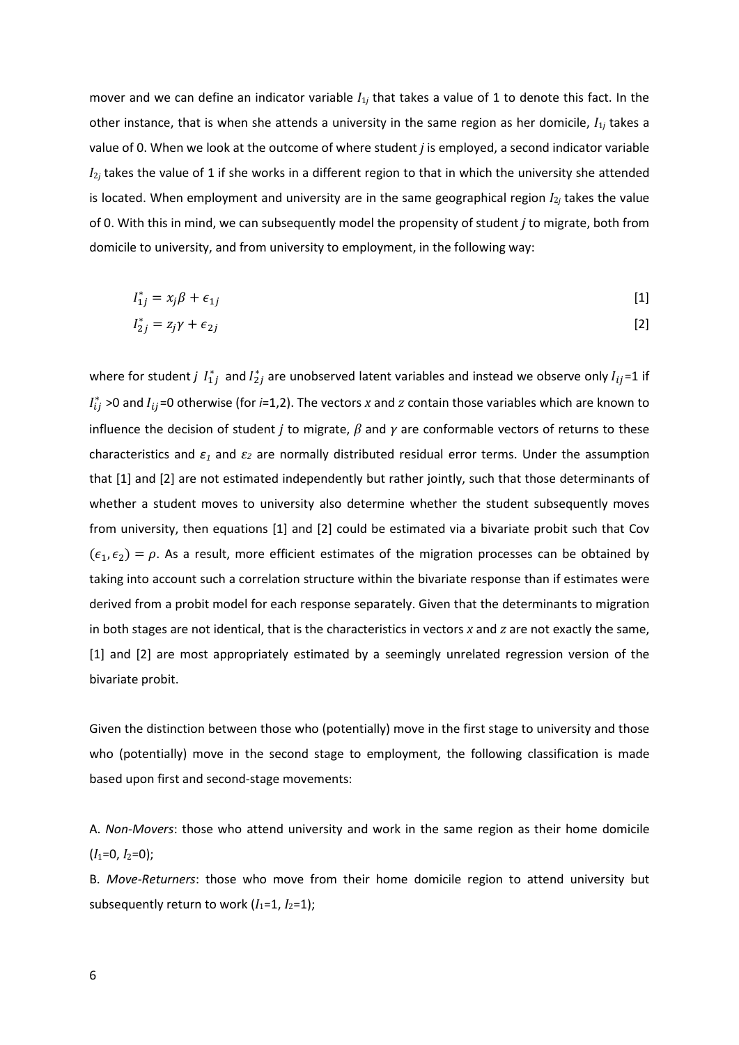mover and we can define an indicator variable $I_{1j}$ that takes a value of 1 to denote this fact. In the other instance, that is when she attends a university in the same region as her domicile, $I_{1j}$ takes a value of 0. When we look at the outcome of where student *j* is employed, a second indicator variable $I_{2j}$ takes the value of 1 if she works in a different region to that in which the university she attended is located. When employment and university are in the same geographical region $I_{2j}$ takes the value of 0. With this in mind, we can subsequently model the propensity of student *j* to migrate, both from domicile to university, and from university to employment, in the following way:

$$I_{1j}^{*} = x_j\beta + \epsilon_{1j} \quad [1]$$

$$I_{2j}^{*} = z_j\gamma + \epsilon_{2j} \quad [2]$$

where for student *j* $I_{1j}^{*}$ and $I_{2j}^{*}$ are unobserved latent variables and instead we observe only $I_{ij}$=1 if $I_{ij}^{*}$ >0 and $I_{ij}$=0 otherwise (for *i*=1,2). The vectors $x$ and $z$ contain those variables which are known to influence the decision of student *j* to migrate, $\beta$ and $\gamma$ are conformable vectors of returns to these characteristics and $\varepsilon_1$ and $\varepsilon_2$ are normally distributed residual error terms. Under the assumption that [1] and [2] are not estimated independently but rather jointly, such that those determinants of whether a student moves to university also determine whether the student subsequently moves from university, then equations [1] and [2] could be estimated via a bivariate probit such that Cov $(\epsilon_1, \epsilon_2) = \rho$. As a result, more efficient estimates of the migration processes can be obtained by taking into account such a correlation structure within the bivariate response than if estimates were derived from a probit model for each response separately. Given that the determinants to migration in both stages are not identical, that is the characteristics in vectors $x$ and $z$ are not exactly the same, [1] and [2] are most appropriately estimated by a seemingly unrelated regression version of the bivariate probit.

Given the distinction between those who (potentially) move in the first stage to university and those who (potentially) move in the second stage to employment, the following classification is made based upon first and second-stage movements:

A. *Non-Movers*: those who attend university and work in the same region as their home domicile ($I_1$=0, $I_2$=0);

B. *Move-Returners*: those who move from their home domicile region to attend university but subsequently return to work ($I_1$=1, $I_2$=1);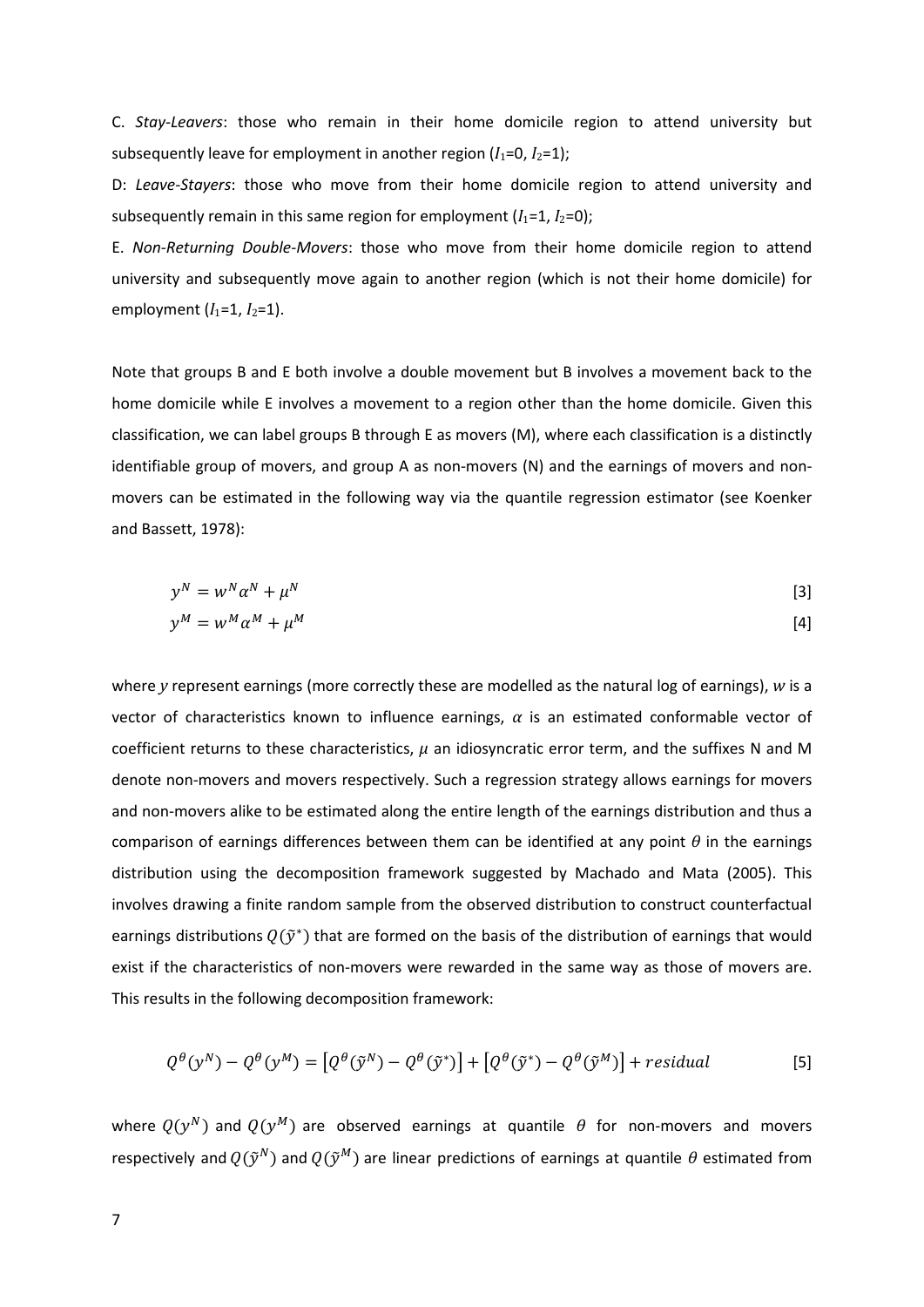C. *Stay-Leavers*: those who remain in their home domicile region to attend university but subsequently leave for employment in another region ($I_1$=0, $I_2$=1);

D: *Leave-Stayers*: those who move from their home domicile region to attend university and subsequently remain in this same region for employment ($I_1$=1, $I_2$=0);

E. *Non-Returning Double-Movers*: those who move from their home domicile region to attend university and subsequently move again to another region (which is not their home domicile) for employment ($I_1$=1, $I_2$=1).

Note that groups B and E both involve a double movement but B involves a movement back to the home domicile while E involves a movement to a region other than the home domicile. Given this classification, we can label groups B through E as movers (M), where each classification is a distinctly identifiable group of movers, and group A as non-movers (N) and the earnings of movers and non-movers can be estimated in the following way via the quantile regression estimator (see Koenker and Bassett, 1978):

$$y^N = w^N \alpha^N + \mu^N \quad [3]$$

$$y^M = w^M \alpha^M + \mu^M \quad [4]$$

where $y$ represent earnings (more correctly these are modelled as the natural log of earnings), $w$ is a vector of characteristics known to influence earnings, $\alpha$ is an estimated conformable vector of coefficient returns to these characteristics, $\mu$ an idiosyncratic error term, and the suffixes N and M denote non-movers and movers respectively. Such a regression strategy allows earnings for movers and non-movers alike to be estimated along the entire length of the earnings distribution and thus a comparison of earnings differences between them can be identified at any point $\theta$ in the earnings distribution using the decomposition framework suggested by Machado and Mata (2005). This involves drawing a finite random sample from the observed distribution to construct counterfactual earnings distributions $Q(\tilde{y}^*)$ that are formed on the basis of the distribution of earnings that would exist if the characteristics of non-movers were rewarded in the same way as those of movers are. This results in the following decomposition framework:

$$Q^\theta(y^N) - Q^\theta(y^M) = \left[Q^\theta(\tilde{y}^N) - Q^\theta(\tilde{y}^*)\right] + \left[Q^\theta(\tilde{y}^*) - Q^\theta(\tilde{y}^M)\right] + residual \quad [5]$$

where $Q(y^N)$ and $Q(y^M)$ are observed earnings at quantile $\theta$ for non-movers and movers respectively and $Q(\tilde{y}^N)$ and $Q(\tilde{y}^M)$ are linear predictions of earnings at quantile $\theta$ estimated from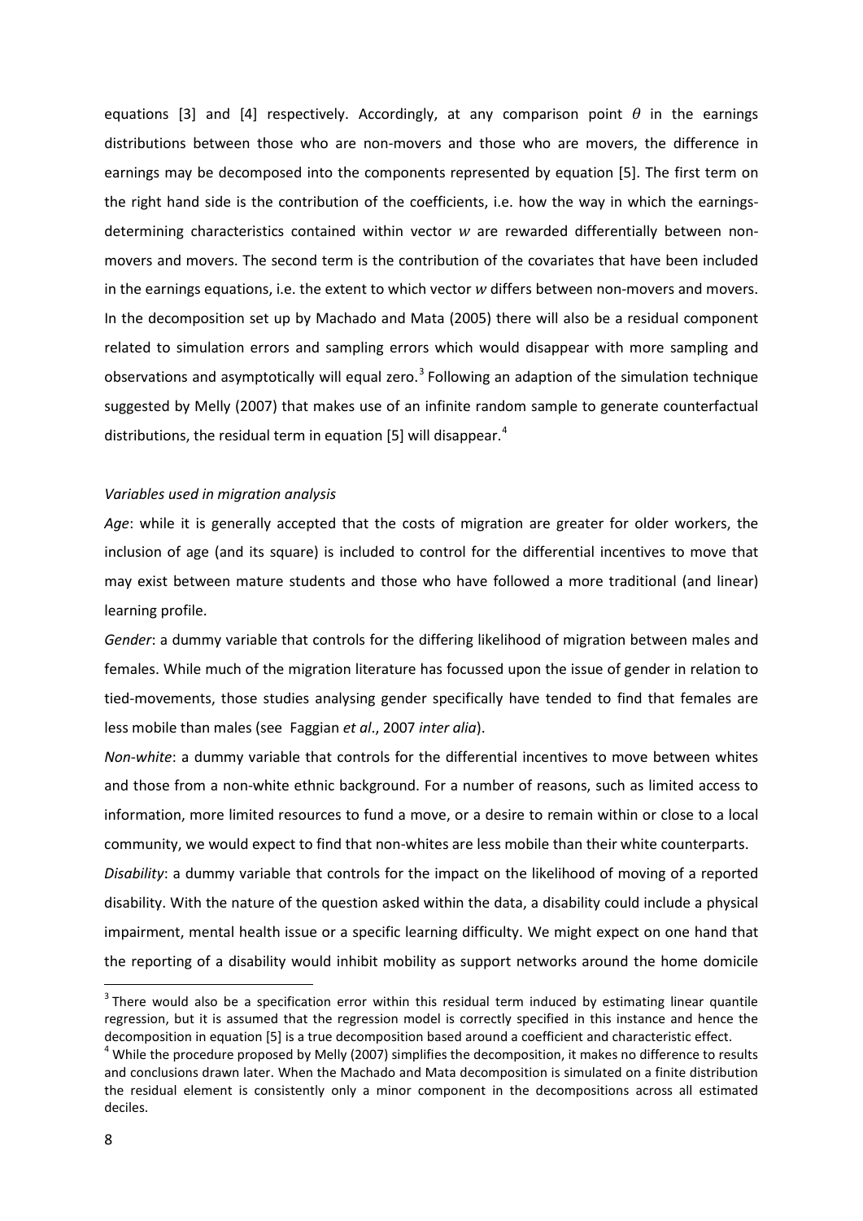equations [3] and [4] respectively. Accordingly, at any comparison point $\theta$ in the earnings distributions between those who are non-movers and those who are movers, the difference in earnings may be decomposed into the components represented by equation [5]. The first term on the right hand side is the contribution of the coefficients, i.e. how the way in which the earnings-determining characteristics contained within vector $w$ are rewarded differentially between non-movers and movers. The second term is the contribution of the covariates that have been included in the earnings equations, i.e. the extent to which vector $w$ differs between non-movers and movers. In the decomposition set up by Machado and Mata (2005) there will also be a residual component related to simulation errors and sampling errors which would disappear with more sampling and observations and asymptotically will equal zero.[3] Following an adaption of the simulation technique suggested by Melly (2007) that makes use of an infinite random sample to generate counterfactual distributions, the residual term in equation [5] will disappear.[4]

*Variables used in migration analysis*

*Age*: while it is generally accepted that the costs of migration are greater for older workers, the inclusion of age (and its square) is included to control for the differential incentives to move that may exist between mature students and those who have followed a more traditional (and linear) learning profile.

*Gender*: a dummy variable that controls for the differing likelihood of migration between males and females. While much of the migration literature has focussed upon the issue of gender in relation to tied-movements, those studies analysing gender specifically have tended to find that females are less mobile than males (see Faggian *et al*., 2007 *inter alia*).

*Non-white*: a dummy variable that controls for the differential incentives to move between whites and those from a non-white ethnic background. For a number of reasons, such as limited access to information, more limited resources to fund a move, or a desire to remain within or close to a local community, we would expect to find that non-whites are less mobile than their white counterparts.

*Disability*: a dummy variable that controls for the impact on the likelihood of moving of a reported disability. With the nature of the question asked within the data, a disability could include a physical impairment, mental health issue or a specific learning difficulty. We might expect on one hand that the reporting of a disability would inhibit mobility as support networks around the home domicile

---

[3] There would also be a specification error within this residual term induced by estimating linear quantile regression, but it is assumed that the regression model is correctly specified in this instance and hence the decomposition in equation [5] is a true decomposition based around a coefficient and characteristic effect.

[4] While the procedure proposed by Melly (2007) simplifies the decomposition, it makes no difference to results and conclusions drawn later. When the Machado and Mata decomposition is simulated on a finite distribution the residual element is consistently only a minor component in the decompositions across all estimated deciles.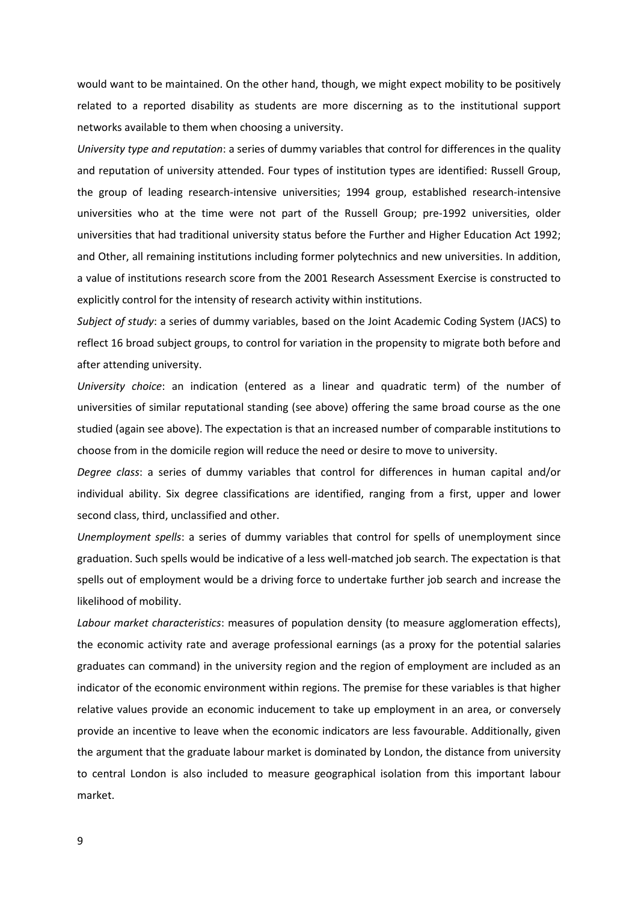would want to be maintained. On the other hand, though, we might expect mobility to be positively related to a reported disability as students are more discerning as to the institutional support networks available to them when choosing a university.

*University type and reputation*: a series of dummy variables that control for differences in the quality and reputation of university attended. Four types of institution types are identified: Russell Group, the group of leading research-intensive universities; 1994 group, established research-intensive universities who at the time were not part of the Russell Group; pre-1992 universities, older universities that had traditional university status before the Further and Higher Education Act 1992; and Other, all remaining institutions including former polytechnics and new universities. In addition, a value of institutions research score from the 2001 Research Assessment Exercise is constructed to explicitly control for the intensity of research activity within institutions.

*Subject of study*: a series of dummy variables, based on the Joint Academic Coding System (JACS) to reflect 16 broad subject groups, to control for variation in the propensity to migrate both before and after attending university.

*University choice*: an indication (entered as a linear and quadratic term) of the number of universities of similar reputational standing (see above) offering the same broad course as the one studied (again see above). The expectation is that an increased number of comparable institutions to choose from in the domicile region will reduce the need or desire to move to university.

*Degree class*: a series of dummy variables that control for differences in human capital and/or individual ability. Six degree classifications are identified, ranging from a first, upper and lower second class, third, unclassified and other.

*Unemployment spells*: a series of dummy variables that control for spells of unemployment since graduation. Such spells would be indicative of a less well-matched job search. The expectation is that spells out of employment would be a driving force to undertake further job search and increase the likelihood of mobility.

*Labour market characteristics*: measures of population density (to measure agglomeration effects), the economic activity rate and average professional earnings (as a proxy for the potential salaries graduates can command) in the university region and the region of employment are included as an indicator of the economic environment within regions. The premise for these variables is that higher relative values provide an economic inducement to take up employment in an area, or conversely provide an incentive to leave when the economic indicators are less favourable. Additionally, given the argument that the graduate labour market is dominated by London, the distance from university to central London is also included to measure geographical isolation from this important labour market.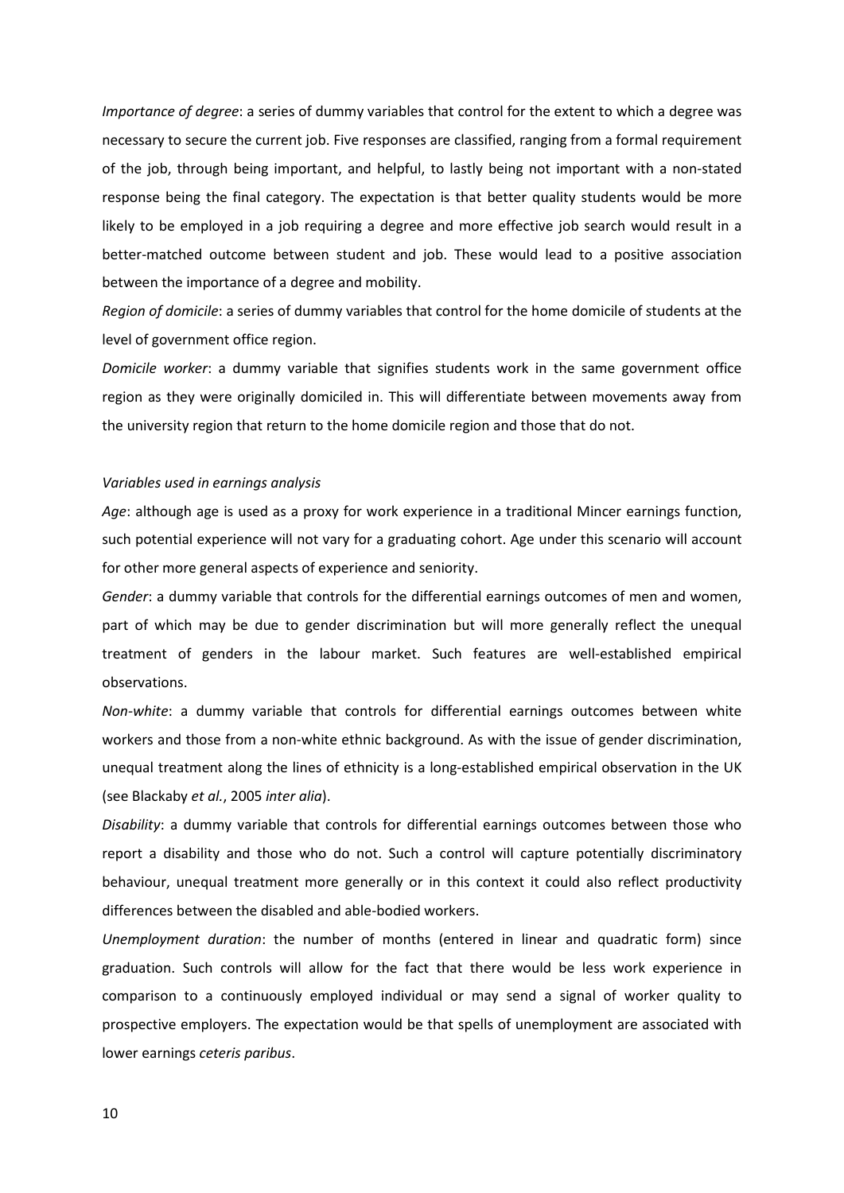*Importance of degree*: a series of dummy variables that control for the extent to which a degree was necessary to secure the current job. Five responses are classified, ranging from a formal requirement of the job, through being important, and helpful, to lastly being not important with a non-stated response being the final category. The expectation is that better quality students would be more likely to be employed in a job requiring a degree and more effective job search would result in a better-matched outcome between student and job. These would lead to a positive association between the importance of a degree and mobility.

*Region of domicile*: a series of dummy variables that control for the home domicile of students at the level of government office region.

*Domicile worker*: a dummy variable that signifies students work in the same government office region as they were originally domiciled in. This will differentiate between movements away from the university region that return to the home domicile region and those that do not.

*Variables used in earnings analysis*

*Age*: although age is used as a proxy for work experience in a traditional Mincer earnings function, such potential experience will not vary for a graduating cohort. Age under this scenario will account for other more general aspects of experience and seniority.

*Gender*: a dummy variable that controls for the differential earnings outcomes of men and women, part of which may be due to gender discrimination but will more generally reflect the unequal treatment of genders in the labour market. Such features are well-established empirical observations.

*Non-white*: a dummy variable that controls for differential earnings outcomes between white workers and those from a non-white ethnic background. As with the issue of gender discrimination, unequal treatment along the lines of ethnicity is a long-established empirical observation in the UK (see Blackaby *et al.*, 2005 *inter alia*).

*Disability*: a dummy variable that controls for differential earnings outcomes between those who report a disability and those who do not. Such a control will capture potentially discriminatory behaviour, unequal treatment more generally or in this context it could also reflect productivity differences between the disabled and able-bodied workers.

*Unemployment duration*: the number of months (entered in linear and quadratic form) since graduation. Such controls will allow for the fact that there would be less work experience in comparison to a continuously employed individual or may send a signal of worker quality to prospective employers. The expectation would be that spells of unemployment are associated with lower earnings *ceteris paribus*.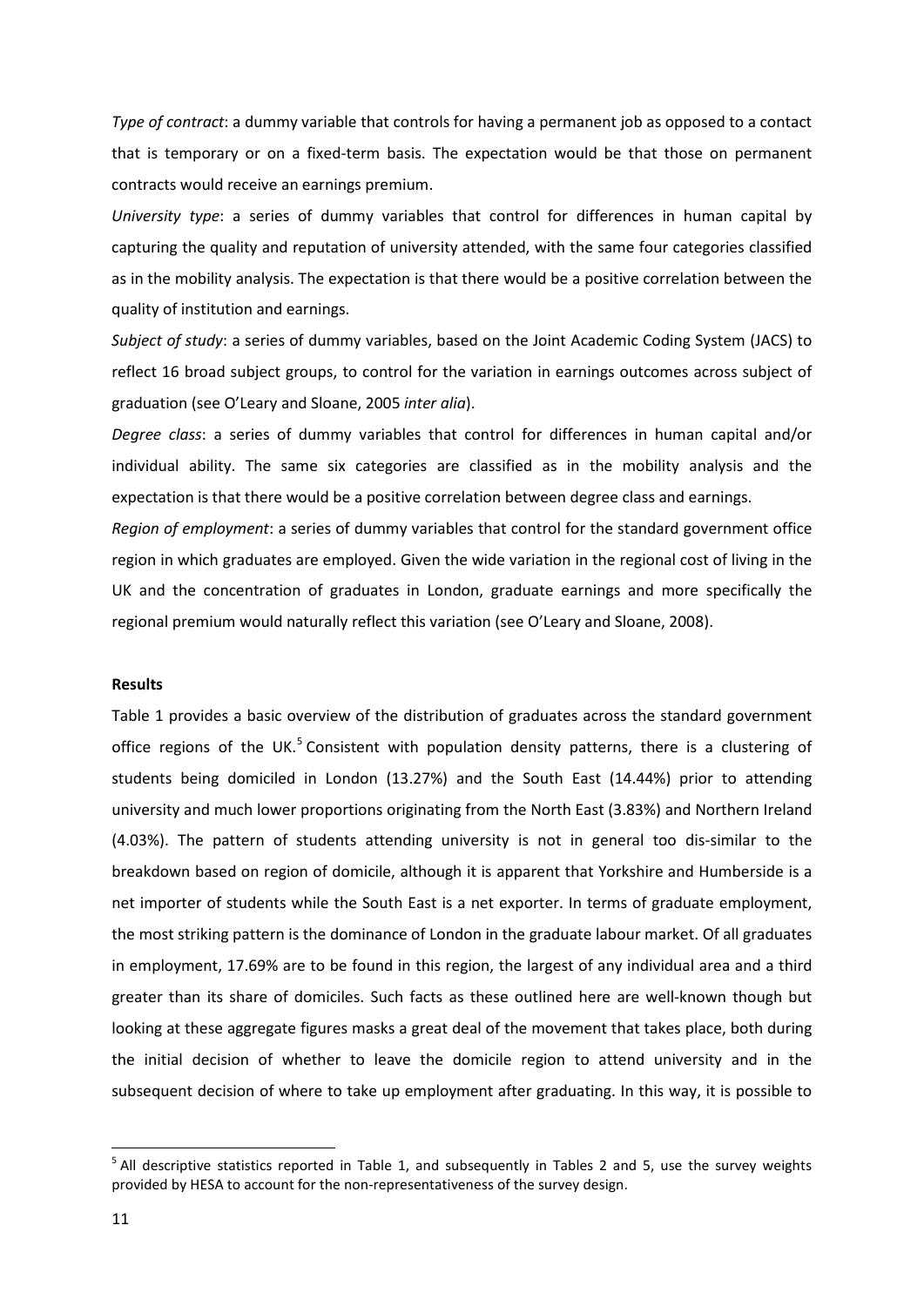*Type of contract*: a dummy variable that controls for having a permanent job as opposed to a contact that is temporary or on a fixed-term basis. The expectation would be that those on permanent contracts would receive an earnings premium.

*University type*: a series of dummy variables that control for differences in human capital by capturing the quality and reputation of university attended, with the same four categories classified as in the mobility analysis. The expectation is that there would be a positive correlation between the quality of institution and earnings.

*Subject of study*: a series of dummy variables, based on the Joint Academic Coding System (JACS) to reflect 16 broad subject groups, to control for the variation in earnings outcomes across subject of graduation (see O'Leary and Sloane, 2005 *inter alia*).

*Degree class*: a series of dummy variables that control for differences in human capital and/or individual ability. The same six categories are classified as in the mobility analysis and the expectation is that there would be a positive correlation between degree class and earnings.

*Region of employment*: a series of dummy variables that control for the standard government office region in which graduates are employed. Given the wide variation in the regional cost of living in the UK and the concentration of graduates in London, graduate earnings and more specifically the regional premium would naturally reflect this variation (see O'Leary and Sloane, 2008).

**Results**

Table 1 provides a basic overview of the distribution of graduates across the standard government office regions of the UK.[5] Consistent with population density patterns, there is a clustering of students being domiciled in London (13.27%) and the South East (14.44%) prior to attending university and much lower proportions originating from the North East (3.83%) and Northern Ireland (4.03%). The pattern of students attending university is not in general too dis-similar to the breakdown based on region of domicile, although it is apparent that Yorkshire and Humberside is a net importer of students while the South East is a net exporter. In terms of graduate employment, the most striking pattern is the dominance of London in the graduate labour market. Of all graduates in employment, 17.69% are to be found in this region, the largest of any individual area and a third greater than its share of domiciles. Such facts as these outlined here are well-known though but looking at these aggregate figures masks a great deal of the movement that takes place, both during the initial decision of whether to leave the domicile region to attend university and in the subsequent decision of where to take up employment after graduating. In this way, it is possible to

[5] All descriptive statistics reported in Table 1, and subsequently in Tables 2 and 5, use the survey weights provided by HESA to account for the non-representativeness of the survey design.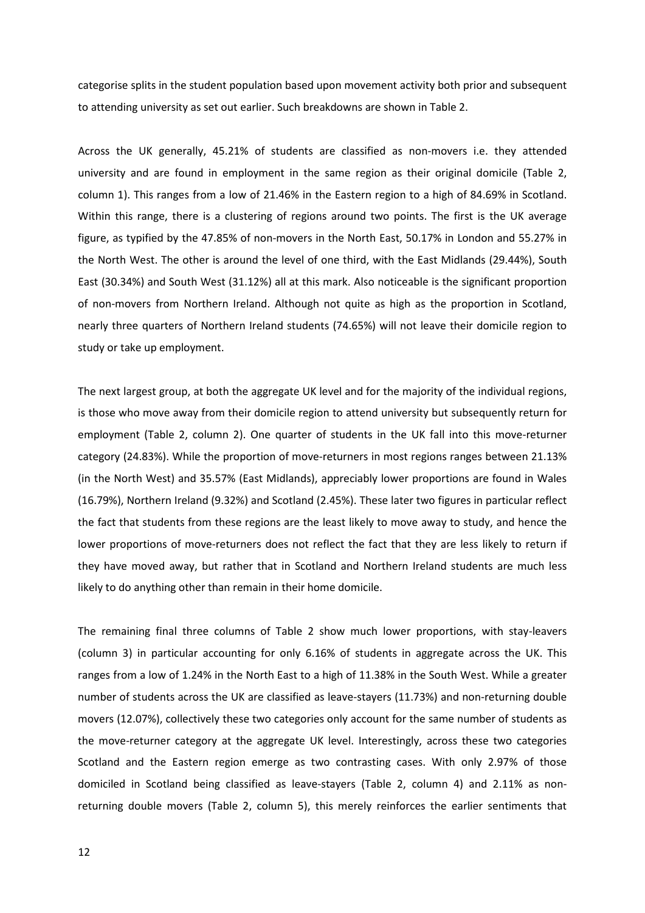categorise splits in the student population based upon movement activity both prior and subsequent to attending university as set out earlier. Such breakdowns are shown in Table 2.

Across the UK generally, 45.21% of students are classified as non-movers i.e. they attended university and are found in employment in the same region as their original domicile (Table 2, column 1). This ranges from a low of 21.46% in the Eastern region to a high of 84.69% in Scotland. Within this range, there is a clustering of regions around two points. The first is the UK average figure, as typified by the 47.85% of non-movers in the North East, 50.17% in London and 55.27% in the North West. The other is around the level of one third, with the East Midlands (29.44%), South East (30.34%) and South West (31.12%) all at this mark. Also noticeable is the significant proportion of non-movers from Northern Ireland. Although not quite as high as the proportion in Scotland, nearly three quarters of Northern Ireland students (74.65%) will not leave their domicile region to study or take up employment.

The next largest group, at both the aggregate UK level and for the majority of the individual regions, is those who move away from their domicile region to attend university but subsequently return for employment (Table 2, column 2). One quarter of students in the UK fall into this move-returner category (24.83%). While the proportion of move-returners in most regions ranges between 21.13% (in the North West) and 35.57% (East Midlands), appreciably lower proportions are found in Wales (16.79%), Northern Ireland (9.32%) and Scotland (2.45%). These later two figures in particular reflect the fact that students from these regions are the least likely to move away to study, and hence the lower proportions of move-returners does not reflect the fact that they are less likely to return if they have moved away, but rather that in Scotland and Northern Ireland students are much less likely to do anything other than remain in their home domicile.

The remaining final three columns of Table 2 show much lower proportions, with stay-leavers (column 3) in particular accounting for only 6.16% of students in aggregate across the UK. This ranges from a low of 1.24% in the North East to a high of 11.38% in the South West. While a greater number of students across the UK are classified as leave-stayers (11.73%) and non-returning double movers (12.07%), collectively these two categories only account for the same number of students as the move-returner category at the aggregate UK level. Interestingly, across these two categories Scotland and the Eastern region emerge as two contrasting cases. With only 2.97% of those domiciled in Scotland being classified as leave-stayers (Table 2, column 4) and 2.11% as non-returning double movers (Table 2, column 5), this merely reinforces the earlier sentiments that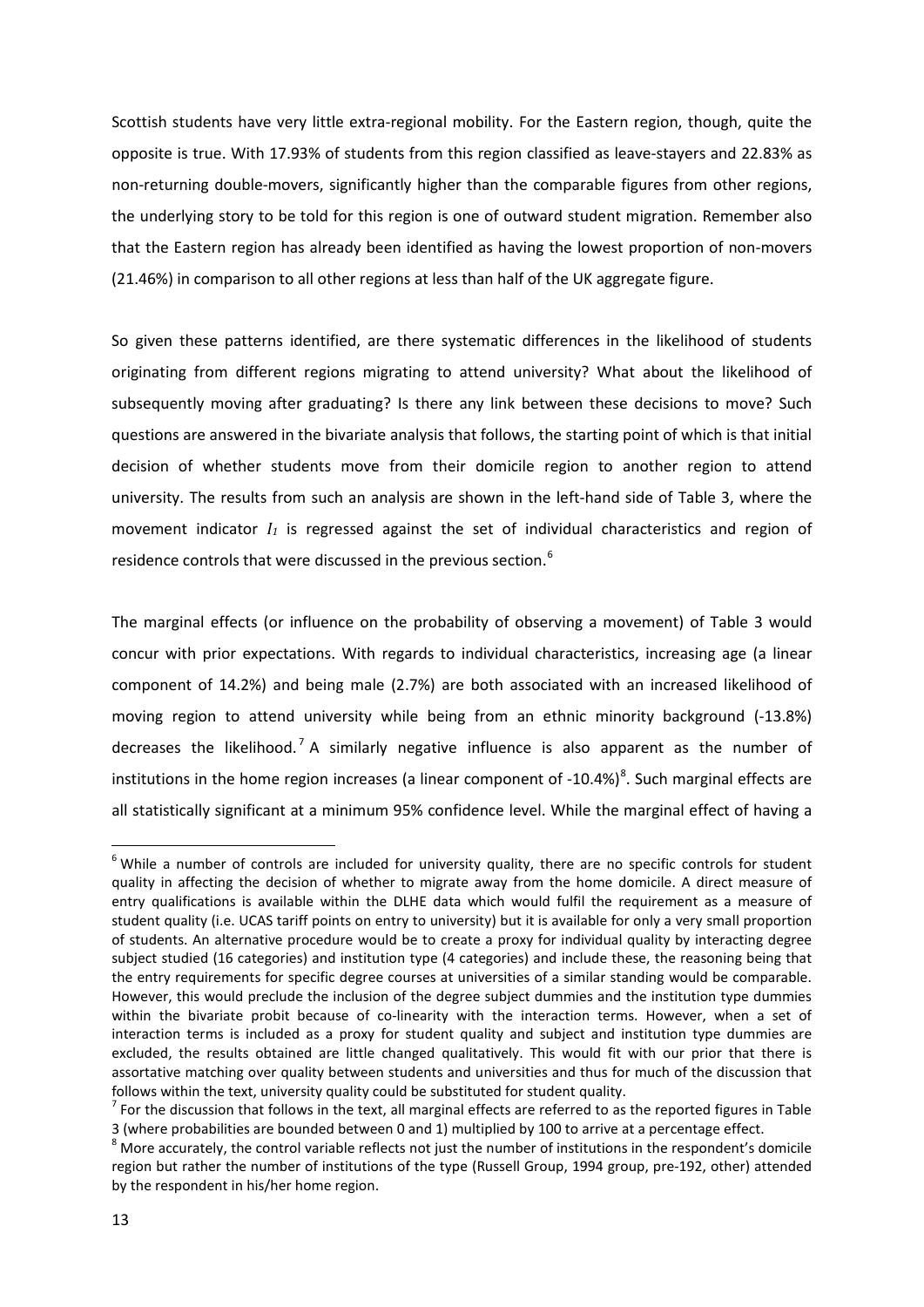Scottish students have very little extra-regional mobility. For the Eastern region, though, quite the opposite is true. With 17.93% of students from this region classified as leave-stayers and 22.83% as non-returning double-movers, significantly higher than the comparable figures from other regions, the underlying story to be told for this region is one of outward student migration. Remember also that the Eastern region has already been identified as having the lowest proportion of non-movers (21.46%) in comparison to all other regions at less than half of the UK aggregate figure.

So given these patterns identified, are there systematic differences in the likelihood of students originating from different regions migrating to attend university? What about the likelihood of subsequently moving after graduating? Is there any link between these decisions to move? Such questions are answered in the bivariate analysis that follows, the starting point of which is that initial decision of whether students move from their domicile region to another region to attend university. The results from such an analysis are shown in the left-hand side of Table 3, where the movement indicator $I_1$ is regressed against the set of individual characteristics and region of residence controls that were discussed in the previous section.[6]

The marginal effects (or influence on the probability of observing a movement) of Table 3 would concur with prior expectations. With regards to individual characteristics, increasing age (a linear component of 14.2%) and being male (2.7%) are both associated with an increased likelihood of moving region to attend university while being from an ethnic minority background (-13.8%) decreases the likelihood.[7] A similarly negative influence is also apparent as the number of institutions in the home region increases (a linear component of -10.4%)[8]. Such marginal effects are all statistically significant at a minimum 95% confidence level. While the marginal effect of having a

[6] While a number of controls are included for university quality, there are no specific controls for student quality in affecting the decision of whether to migrate away from the home domicile. A direct measure of entry qualifications is available within the DLHE data which would fulfil the requirement as a measure of student quality (i.e. UCAS tariff points on entry to university) but it is available for only a very small proportion of students. An alternative procedure would be to create a proxy for individual quality by interacting degree subject studied (16 categories) and institution type (4 categories) and include these, the reasoning being that the entry requirements for specific degree courses at universities of a similar standing would be comparable. However, this would preclude the inclusion of the degree subject dummies and the institution type dummies within the bivariate probit because of co-linearity with the interaction terms. However, when a set of interaction terms is included as a proxy for student quality and subject and institution type dummies are excluded, the results obtained are little changed qualitatively. This would fit with our prior that there is assortative matching over quality between students and universities and thus for much of the discussion that follows within the text, university quality could be substituted for student quality.

[7] For the discussion that follows in the text, all marginal effects are referred to as the reported figures in Table 3 (where probabilities are bounded between 0 and 1) multiplied by 100 to arrive at a percentage effect.

[8] More accurately, the control variable reflects not just the number of institutions in the respondent's domicile region but rather the number of institutions of the type (Russell Group, 1994 group, pre-192, other) attended by the respondent in his/her home region.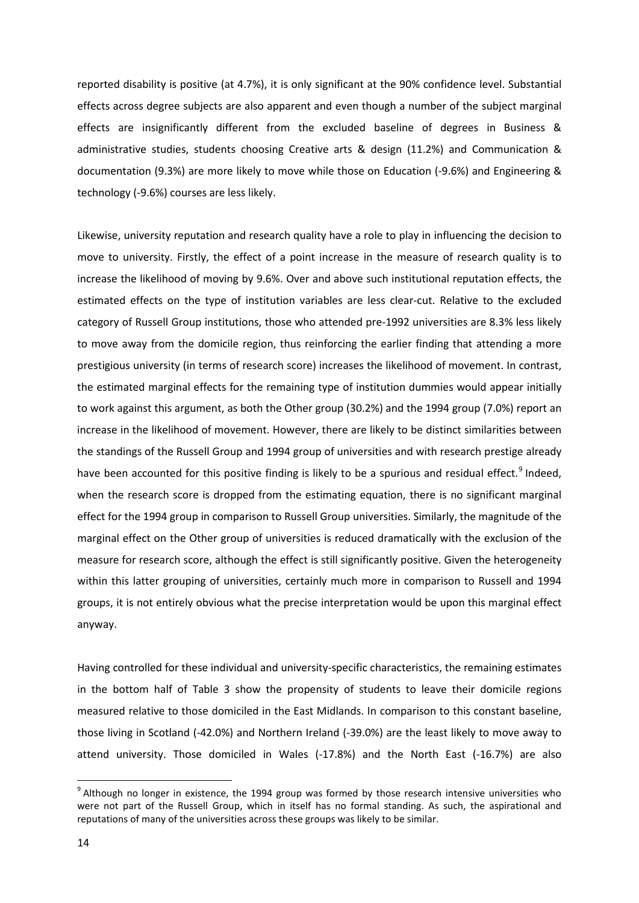reported disability is positive (at 4.7%), it is only significant at the 90% confidence level. Substantial effects across degree subjects are also apparent and even though a number of the subject marginal effects are insignificantly different from the excluded baseline of degrees in Business & administrative studies, students choosing Creative arts & design (11.2%) and Communication & documentation (9.3%) are more likely to move while those on Education (-9.6%) and Engineering & technology (-9.6%) courses are less likely.

Likewise, university reputation and research quality have a role to play in influencing the decision to move to university. Firstly, the effect of a point increase in the measure of research quality is to increase the likelihood of moving by 9.6%. Over and above such institutional reputation effects, the estimated effects on the type of institution variables are less clear-cut. Relative to the excluded category of Russell Group institutions, those who attended pre-1992 universities are 8.3% less likely to move away from the domicile region, thus reinforcing the earlier finding that attending a more prestigious university (in terms of research score) increases the likelihood of movement. In contrast, the estimated marginal effects for the remaining type of institution dummies would appear initially to work against this argument, as both the Other group (30.2%) and the 1994 group (7.0%) report an increase in the likelihood of movement. However, there are likely to be distinct similarities between the standings of the Russell Group and 1994 group of universities and with research prestige already have been accounted for this positive finding is likely to be a spurious and residual effect.[9] Indeed, when the research score is dropped from the estimating equation, there is no significant marginal effect for the 1994 group in comparison to Russell Group universities. Similarly, the magnitude of the marginal effect on the Other group of universities is reduced dramatically with the exclusion of the measure for research score, although the effect is still significantly positive. Given the heterogeneity within this latter grouping of universities, certainly much more in comparison to Russell and 1994 groups, it is not entirely obvious what the precise interpretation would be upon this marginal effect anyway.

Having controlled for these individual and university-specific characteristics, the remaining estimates in the bottom half of Table 3 show the propensity of students to leave their domicile regions measured relative to those domiciled in the East Midlands. In comparison to this constant baseline, those living in Scotland (-42.0%) and Northern Ireland (-39.0%) are the least likely to move away to attend university. Those domiciled in Wales (-17.8%) and the North East (-16.7%) are also

[9] Although no longer in existence, the 1994 group was formed by those research intensive universities who were not part of the Russell Group, which in itself has no formal standing. As such, the aspirational and reputations of many of the universities across these groups was likely to be similar.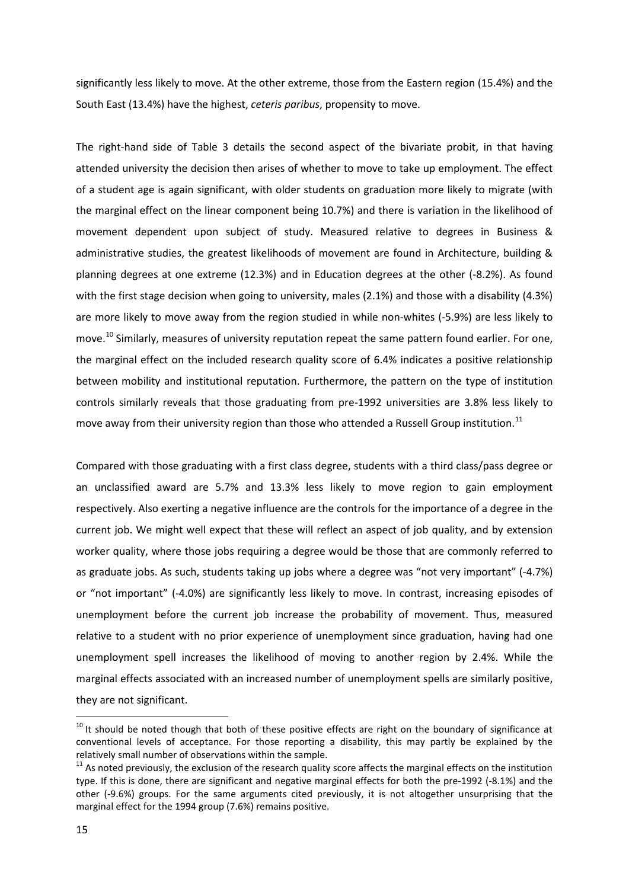significantly less likely to move. At the other extreme, those from the Eastern region (15.4%) and the South East (13.4%) have the highest, *ceteris paribus*, propensity to move.

The right-hand side of Table 3 details the second aspect of the bivariate probit, in that having attended university the decision then arises of whether to move to take up employment. The effect of a student age is again significant, with older students on graduation more likely to migrate (with the marginal effect on the linear component being 10.7%) and there is variation in the likelihood of movement dependent upon subject of study. Measured relative to degrees in Business & administrative studies, the greatest likelihoods of movement are found in Architecture, building & planning degrees at one extreme (12.3%) and in Education degrees at the other (-8.2%). As found with the first stage decision when going to university, males (2.1%) and those with a disability (4.3%) are more likely to move away from the region studied in while non-whites (-5.9%) are less likely to move.[10] Similarly, measures of university reputation repeat the same pattern found earlier. For one, the marginal effect on the included research quality score of 6.4% indicates a positive relationship between mobility and institutional reputation. Furthermore, the pattern on the type of institution controls similarly reveals that those graduating from pre-1992 universities are 3.8% less likely to move away from their university region than those who attended a Russell Group institution.[11]

Compared with those graduating with a first class degree, students with a third class/pass degree or an unclassified award are 5.7% and 13.3% less likely to move region to gain employment respectively. Also exerting a negative influence are the controls for the importance of a degree in the current job. We might well expect that these will reflect an aspect of job quality, and by extension worker quality, where those jobs requiring a degree would be those that are commonly referred to as graduate jobs. As such, students taking up jobs where a degree was "not very important" (-4.7%) or "not important" (-4.0%) are significantly less likely to move. In contrast, increasing episodes of unemployment before the current job increase the probability of movement. Thus, measured relative to a student with no prior experience of unemployment since graduation, having had one unemployment spell increases the likelihood of moving to another region by 2.4%. While the marginal effects associated with an increased number of unemployment spells are similarly positive, they are not significant.

[10] It should be noted though that both of these positive effects are right on the boundary of significance at conventional levels of acceptance. For those reporting a disability, this may partly be explained by the relatively small number of observations within the sample.

[11] As noted previously, the exclusion of the research quality score affects the marginal effects on the institution type. If this is done, there are significant and negative marginal effects for both the pre-1992 (-8.1%) and the other (-9.6%) groups. For the same arguments cited previously, it is not altogether unsurprising that the marginal effect for the 1994 group (7.6%) remains positive.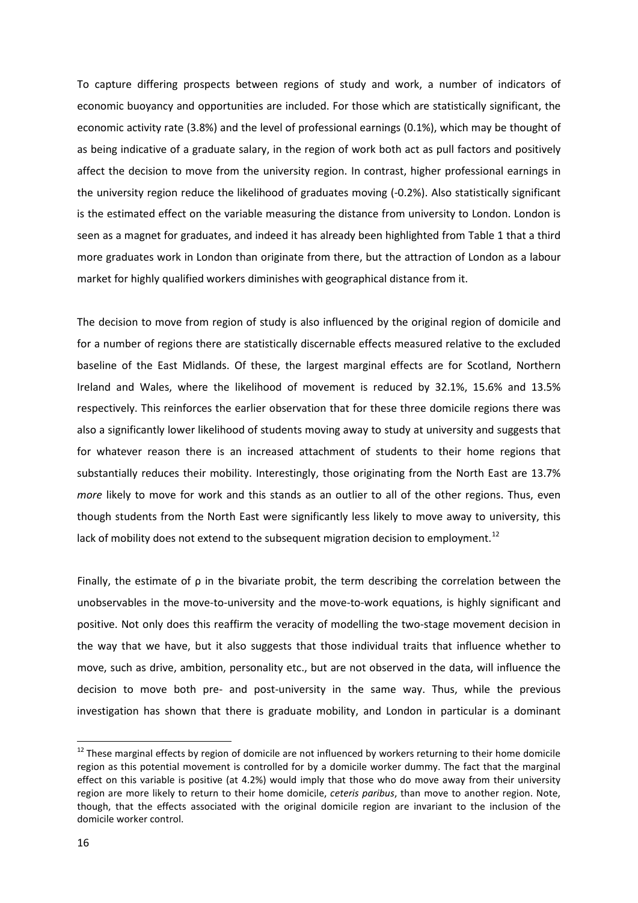To capture differing prospects between regions of study and work, a number of indicators of economic buoyancy and opportunities are included. For those which are statistically significant, the economic activity rate (3.8%) and the level of professional earnings (0.1%), which may be thought of as being indicative of a graduate salary, in the region of work both act as pull factors and positively affect the decision to move from the university region. In contrast, higher professional earnings in the university region reduce the likelihood of graduates moving (-0.2%). Also statistically significant is the estimated effect on the variable measuring the distance from university to London. London is seen as a magnet for graduates, and indeed it has already been highlighted from Table 1 that a third more graduates work in London than originate from there, but the attraction of London as a labour market for highly qualified workers diminishes with geographical distance from it.

The decision to move from region of study is also influenced by the original region of domicile and for a number of regions there are statistically discernable effects measured relative to the excluded baseline of the East Midlands. Of these, the largest marginal effects are for Scotland, Northern Ireland and Wales, where the likelihood of movement is reduced by 32.1%, 15.6% and 13.5% respectively. This reinforces the earlier observation that for these three domicile regions there was also a significantly lower likelihood of students moving away to study at university and suggests that for whatever reason there is an increased attachment of students to their home regions that substantially reduces their mobility. Interestingly, those originating from the North East are 13.7% *more* likely to move for work and this stands as an outlier to all of the other regions. Thus, even though students from the North East were significantly less likely to move away to university, this lack of mobility does not extend to the subsequent migration decision to employment.[12]

Finally, the estimate of $\rho$ in the bivariate probit, the term describing the correlation between the unobservables in the move-to-university and the move-to-work equations, is highly significant and positive. Not only does this reaffirm the veracity of modelling the two-stage movement decision in the way that we have, but it also suggests that those individual traits that influence whether to move, such as drive, ambition, personality etc., but are not observed in the data, will influence the decision to move both pre- and post-university in the same way. Thus, while the previous investigation has shown that there is graduate mobility, and London in particular is a dominant

[12] These marginal effects by region of domicile are not influenced by workers returning to their home domicile region as this potential movement is controlled for by a domicile worker dummy. The fact that the marginal effect on this variable is positive (at 4.2%) would imply that those who do move away from their university region are more likely to return to their home domicile, *ceteris paribus*, than move to another region. Note, though, that the effects associated with the original domicile region are invariant to the inclusion of the domicile worker control.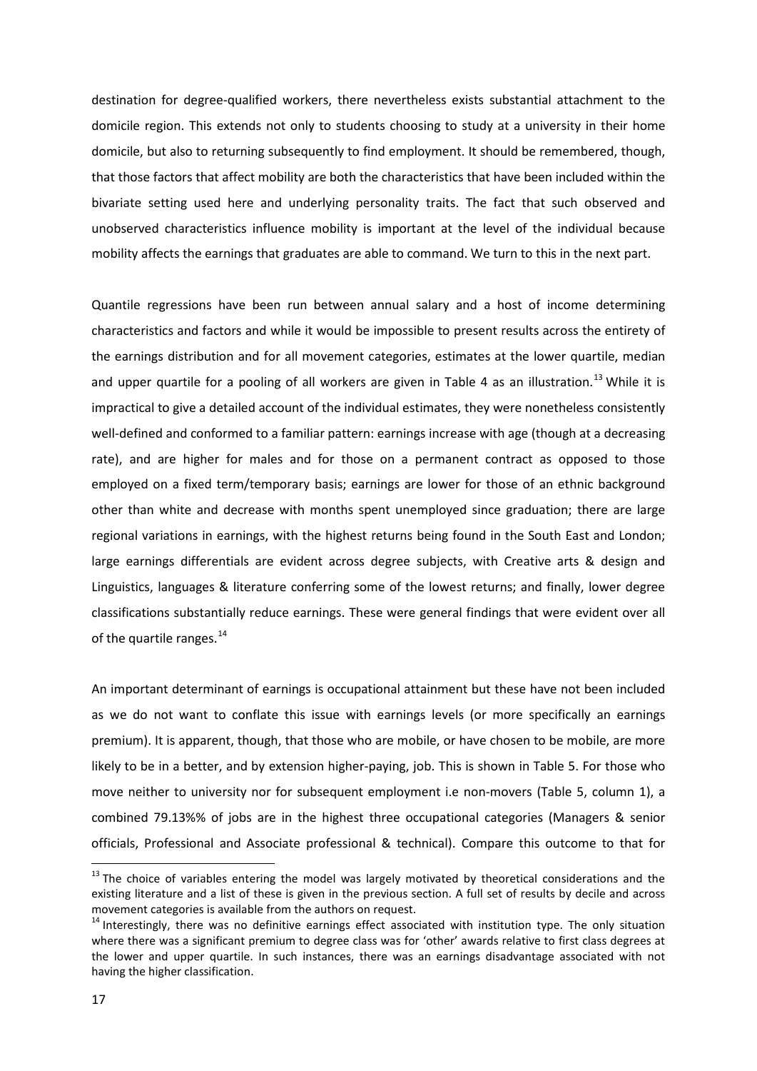destination for degree-qualified workers, there nevertheless exists substantial attachment to the domicile region. This extends not only to students choosing to study at a university in their home domicile, but also to returning subsequently to find employment. It should be remembered, though, that those factors that affect mobility are both the characteristics that have been included within the bivariate setting used here and underlying personality traits. The fact that such observed and unobserved characteristics influence mobility is important at the level of the individual because mobility affects the earnings that graduates are able to command. We turn to this in the next part.

Quantile regressions have been run between annual salary and a host of income determining characteristics and factors and while it would be impossible to present results across the entirety of the earnings distribution and for all movement categories, estimates at the lower quartile, median and upper quartile for a pooling of all workers are given in Table 4 as an illustration.[13] While it is impractical to give a detailed account of the individual estimates, they were nonetheless consistently well-defined and conformed to a familiar pattern: earnings increase with age (though at a decreasing rate), and are higher for males and for those on a permanent contract as opposed to those employed on a fixed term/temporary basis; earnings are lower for those of an ethnic background other than white and decrease with months spent unemployed since graduation; there are large regional variations in earnings, with the highest returns being found in the South East and London; large earnings differentials are evident across degree subjects, with Creative arts & design and Linguistics, languages & literature conferring some of the lowest returns; and finally, lower degree classifications substantially reduce earnings. These were general findings that were evident over all of the quartile ranges.[14]

An important determinant of earnings is occupational attainment but these have not been included as we do not want to conflate this issue with earnings levels (or more specifically an earnings premium). It is apparent, though, that those who are mobile, or have chosen to be mobile, are more likely to be in a better, and by extension higher-paying, job. This is shown in Table 5. For those who move neither to university nor for subsequent employment i.e non-movers (Table 5, column 1), a combined 79.13%% of jobs are in the highest three occupational categories (Managers & senior officials, Professional and Associate professional & technical). Compare this outcome to that for

[13] The choice of variables entering the model was largely motivated by theoretical considerations and the existing literature and a list of these is given in the previous section. A full set of results by decile and across movement categories is available from the authors on request.

[14] Interestingly, there was no definitive earnings effect associated with institution type. The only situation where there was a significant premium to degree class was for 'other' awards relative to first class degrees at the lower and upper quartile. In such instances, there was an earnings disadvantage associated with not having the higher classification.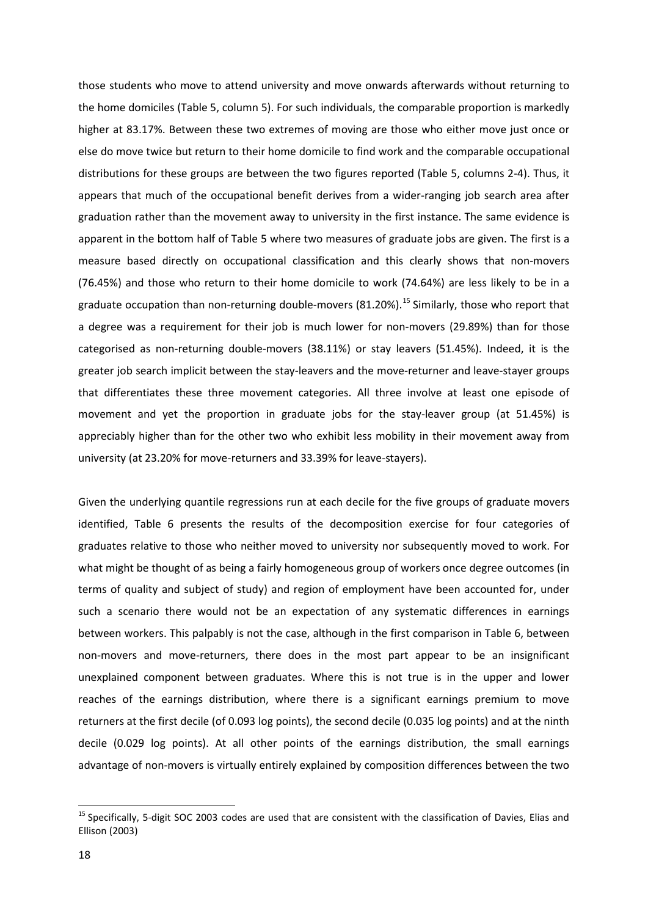those students who move to attend university and move onwards afterwards without returning to the home domiciles (Table 5, column 5). For such individuals, the comparable proportion is markedly higher at 83.17%. Between these two extremes of moving are those who either move just once or else do move twice but return to their home domicile to find work and the comparable occupational distributions for these groups are between the two figures reported (Table 5, columns 2-4). Thus, it appears that much of the occupational benefit derives from a wider-ranging job search area after graduation rather than the movement away to university in the first instance. The same evidence is apparent in the bottom half of Table 5 where two measures of graduate jobs are given. The first is a measure based directly on occupational classification and this clearly shows that non-movers (76.45%) and those who return to their home domicile to work (74.64%) are less likely to be in a graduate occupation than non-returning double-movers (81.20%).[15] Similarly, those who report that a degree was a requirement for their job is much lower for non-movers (29.89%) than for those categorised as non-returning double-movers (38.11%) or stay leavers (51.45%). Indeed, it is the greater job search implicit between the stay-leavers and the move-returner and leave-stayer groups that differentiates these three movement categories. All three involve at least one episode of movement and yet the proportion in graduate jobs for the stay-leaver group (at 51.45%) is appreciably higher than for the other two who exhibit less mobility in their movement away from university (at 23.20% for move-returners and 33.39% for leave-stayers).

Given the underlying quantile regressions run at each decile for the five groups of graduate movers identified, Table 6 presents the results of the decomposition exercise for four categories of graduates relative to those who neither moved to university nor subsequently moved to work. For what might be thought of as being a fairly homogeneous group of workers once degree outcomes (in terms of quality and subject of study) and region of employment have been accounted for, under such a scenario there would not be an expectation of any systematic differences in earnings between workers. This palpably is not the case, although in the first comparison in Table 6, between non-movers and move-returners, there does in the most part appear to be an insignificant unexplained component between graduates. Where this is not true is in the upper and lower reaches of the earnings distribution, where there is a significant earnings premium to move returners at the first decile (of 0.093 log points), the second decile (0.035 log points) and at the ninth decile (0.029 log points). At all other points of the earnings distribution, the small earnings advantage of non-movers is virtually entirely explained by composition differences between the two

[15] Specifically, 5-digit SOC 2003 codes are used that are consistent with the classification of Davies, Elias and Ellison (2003)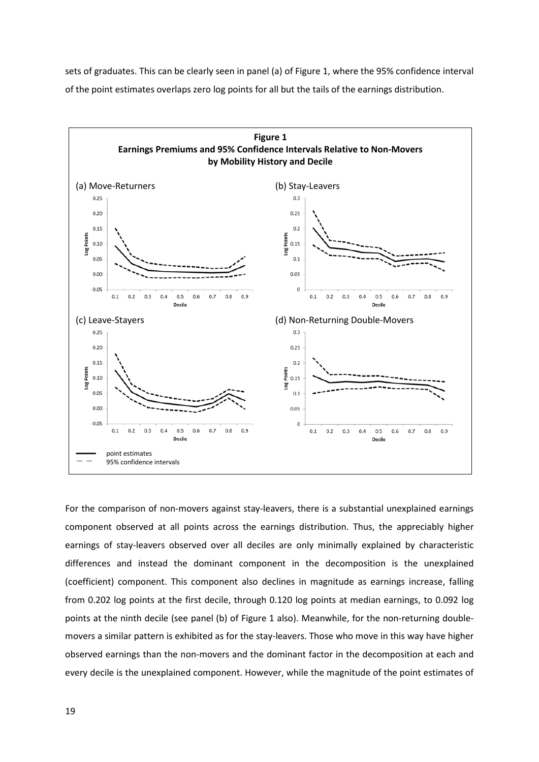sets of graduates. This can be clearly seen in panel (a) of Figure 1, where the 95% confidence interval of the point estimates overlaps zero log points for all but the tails of the earnings distribution.

**Figure 1**
**Earnings Premiums and 95% Confidence Intervals Relative to Non-Movers by Mobility History and Decile**

(a) Move-Returners

(b) Stay-Leavers

(c) Leave-Stayers

(d) Non-Returning Double-Movers

point estimates
95% confidence intervals

For the comparison of non-movers against stay-leavers, there is a substantial unexplained earnings component observed at all points across the earnings distribution. Thus, the appreciably higher earnings of stay-leavers observed over all deciles are only minimally explained by characteristic differences and instead the dominant component in the decomposition is the unexplained (coefficient) component. This component also declines in magnitude as earnings increase, falling from 0.202 log points at the first decile, through 0.120 log points at median earnings, to 0.092 log points at the ninth decile (see panel (b) of Figure 1 also). Meanwhile, for the non-returning double-movers a similar pattern is exhibited as for the stay-leavers. Those who move in this way have higher observed earnings than the non-movers and the dominant factor in the decomposition at each and every decile is the unexplained component. However, while the magnitude of the point estimates of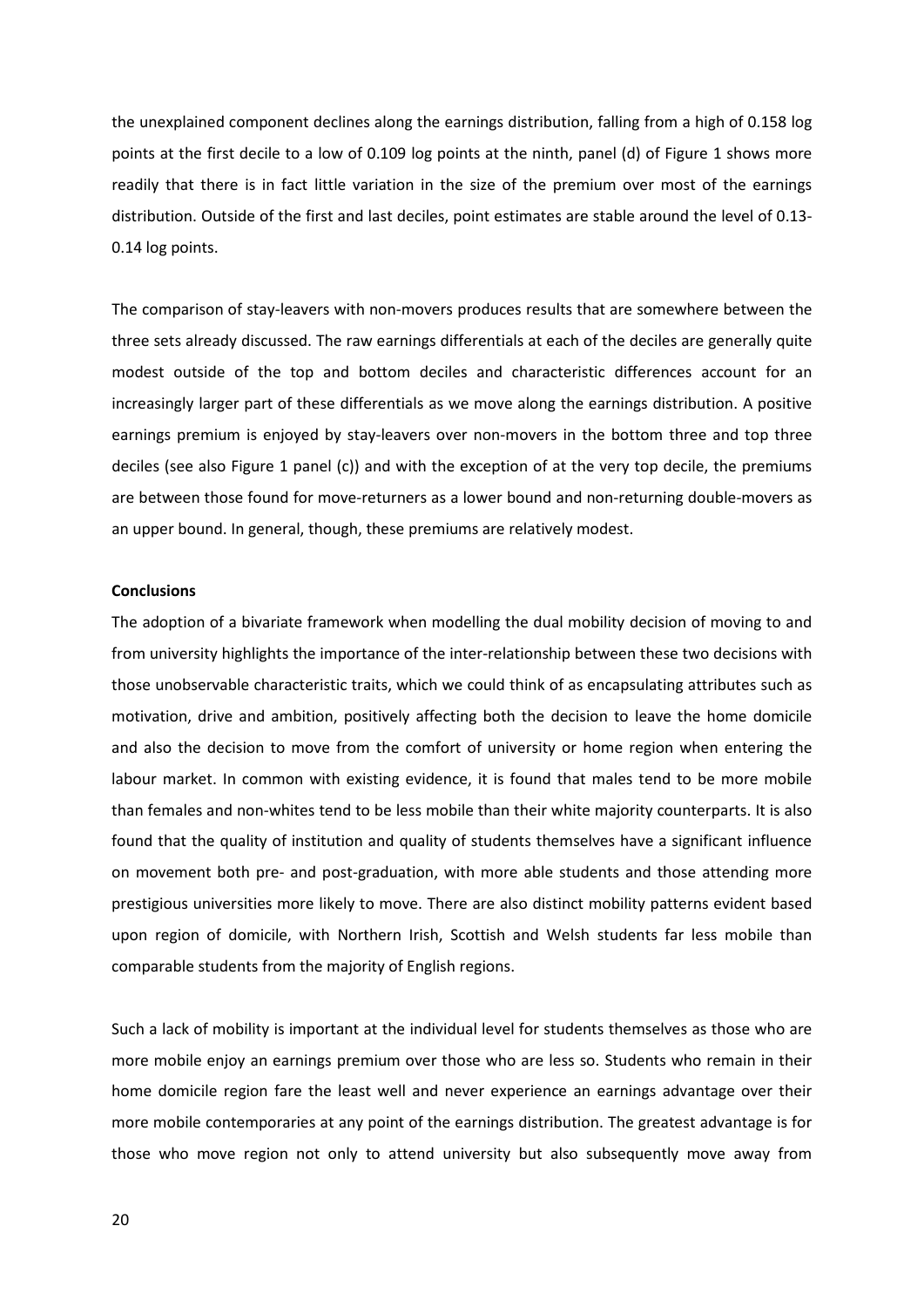the unexplained component declines along the earnings distribution, falling from a high of 0.158 log points at the first decile to a low of 0.109 log points at the ninth, panel (d) of Figure 1 shows more readily that there is in fact little variation in the size of the premium over most of the earnings distribution. Outside of the first and last deciles, point estimates are stable around the level of 0.13-0.14 log points.

The comparison of stay-leavers with non-movers produces results that are somewhere between the three sets already discussed. The raw earnings differentials at each of the deciles are generally quite modest outside of the top and bottom deciles and characteristic differences account for an increasingly larger part of these differentials as we move along the earnings distribution. A positive earnings premium is enjoyed by stay-leavers over non-movers in the bottom three and top three deciles (see also Figure 1 panel (c)) and with the exception of at the very top decile, the premiums are between those found for move-returners as a lower bound and non-returning double-movers as an upper bound. In general, though, these premiums are relatively modest.

**Conclusions**

The adoption of a bivariate framework when modelling the dual mobility decision of moving to and from university highlights the importance of the inter-relationship between these two decisions with those unobservable characteristic traits, which we could think of as encapsulating attributes such as motivation, drive and ambition, positively affecting both the decision to leave the home domicile and also the decision to move from the comfort of university or home region when entering the labour market. In common with existing evidence, it is found that males tend to be more mobile than females and non-whites tend to be less mobile than their white majority counterparts. It is also found that the quality of institution and quality of students themselves have a significant influence on movement both pre- and post-graduation, with more able students and those attending more prestigious universities more likely to move. There are also distinct mobility patterns evident based upon region of domicile, with Northern Irish, Scottish and Welsh students far less mobile than comparable students from the majority of English regions.

Such a lack of mobility is important at the individual level for students themselves as those who are more mobile enjoy an earnings premium over those who are less so. Students who remain in their home domicile region fare the least well and never experience an earnings advantage over their more mobile contemporaries at any point of the earnings distribution. The greatest advantage is for those who move region not only to attend university but also subsequently move away from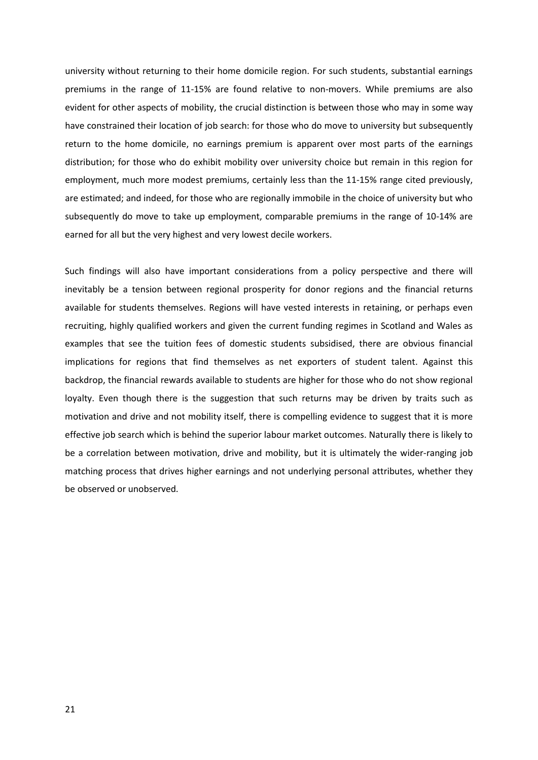university without returning to their home domicile region. For such students, substantial earnings premiums in the range of 11-15% are found relative to non-movers. While premiums are also evident for other aspects of mobility, the crucial distinction is between those who may in some way have constrained their location of job search: for those who do move to university but subsequently return to the home domicile, no earnings premium is apparent over most parts of the earnings distribution; for those who do exhibit mobility over university choice but remain in this region for employment, much more modest premiums, certainly less than the 11-15% range cited previously, are estimated; and indeed, for those who are regionally immobile in the choice of university but who subsequently do move to take up employment, comparable premiums in the range of 10-14% are earned for all but the very highest and very lowest decile workers.

Such findings will also have important considerations from a policy perspective and there will inevitably be a tension between regional prosperity for donor regions and the financial returns available for students themselves. Regions will have vested interests in retaining, or perhaps even recruiting, highly qualified workers and given the current funding regimes in Scotland and Wales as examples that see the tuition fees of domestic students subsidised, there are obvious financial implications for regions that find themselves as net exporters of student talent. Against this backdrop, the financial rewards available to students are higher for those who do not show regional loyalty. Even though there is the suggestion that such returns may be driven by traits such as motivation and drive and not mobility itself, there is compelling evidence to suggest that it is more effective job search which is behind the superior labour market outcomes. Naturally there is likely to be a correlation between motivation, drive and mobility, but it is ultimately the wider-ranging job matching process that drives higher earnings and not underlying personal attributes, whether they be observed or unobserved.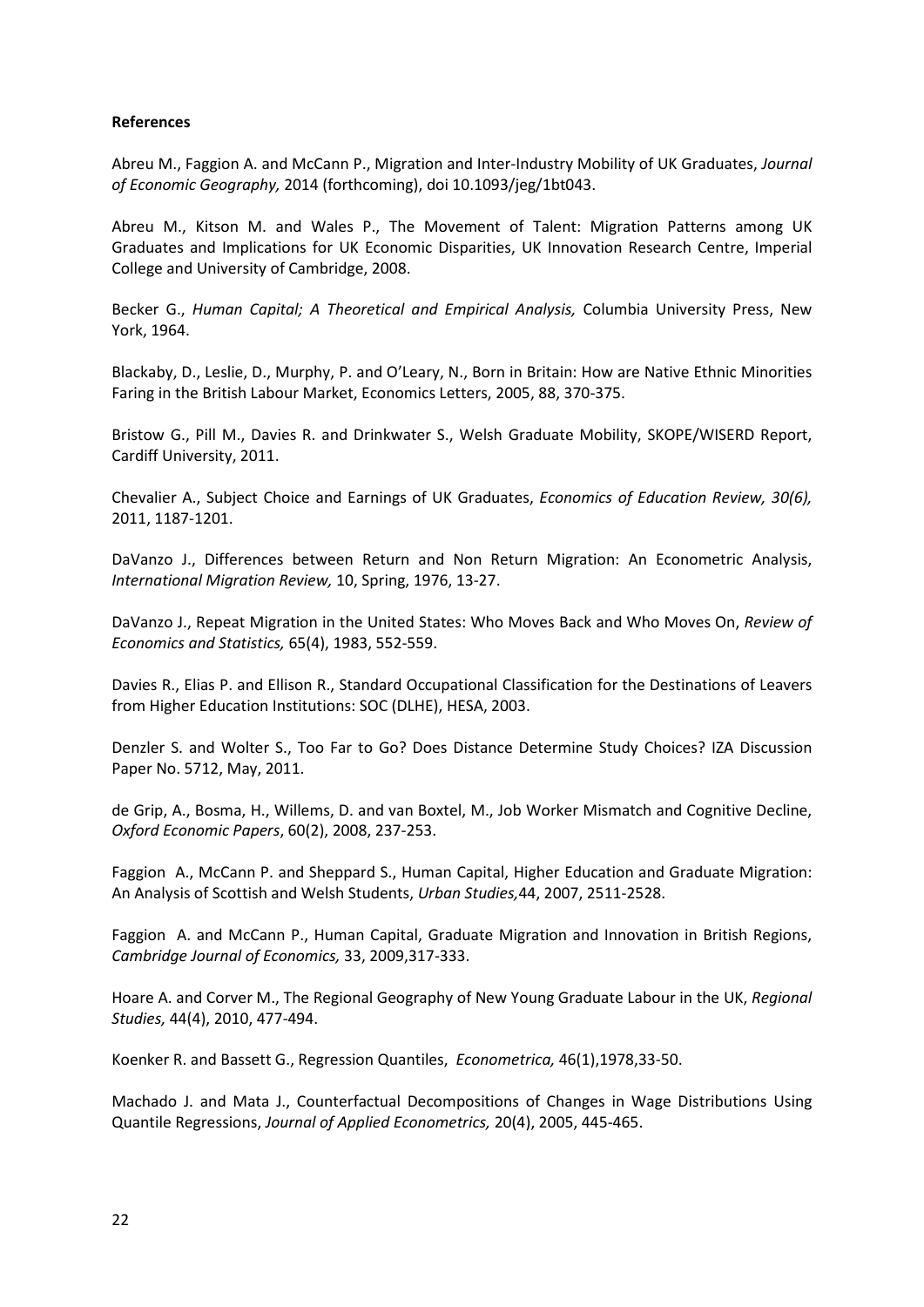**References**

Abreu M., Faggion A. and McCann P., Migration and Inter-Industry Mobility of UK Graduates, *Journal of Economic Geography,* 2014 (forthcoming), doi 10.1093/jeg/1bt043.

Abreu M., Kitson M. and Wales P., The Movement of Talent: Migration Patterns among UK Graduates and Implications for UK Economic Disparities, UK Innovation Research Centre, Imperial College and University of Cambridge, 2008.

Becker G., *Human Capital; A Theoretical and Empirical Analysis,* Columbia University Press, New York, 1964.

Blackaby, D., Leslie, D., Murphy, P. and O'Leary, N., Born in Britain: How are Native Ethnic Minorities Faring in the British Labour Market, Economics Letters, 2005, 88, 370-375.

Bristow G., Pill M., Davies R. and Drinkwater S., Welsh Graduate Mobility, SKOPE/WISERD Report, Cardiff University, 2011.

Chevalier A., Subject Choice and Earnings of UK Graduates, *Economics of Education Review, 30(6),* 2011, 1187-1201.

DaVanzo J., Differences between Return and Non Return Migration: An Econometric Analysis, *International Migration Review,* 10, Spring, 1976, 13-27.

DaVanzo J., Repeat Migration in the United States: Who Moves Back and Who Moves On, *Review of Economics and Statistics,* 65(4), 1983, 552-559.

Davies R., Elias P. and Ellison R., Standard Occupational Classification for the Destinations of Leavers from Higher Education Institutions: SOC (DLHE), HESA, 2003.

Denzler S. and Wolter S., Too Far to Go? Does Distance Determine Study Choices? IZA Discussion Paper No. 5712, May, 2011.

de Grip, A., Bosma, H., Willems, D. and van Boxtel, M., Job Worker Mismatch and Cognitive Decline, *Oxford Economic Papers*, 60(2), 2008, 237-253.

Faggion A., McCann P. and Sheppard S., Human Capital, Higher Education and Graduate Migration: An Analysis of Scottish and Welsh Students, *Urban Studies,*44, 2007, 2511-2528.

Faggion A. and McCann P., Human Capital, Graduate Migration and Innovation in British Regions, *Cambridge Journal of Economics,* 33, 2009,317-333.

Hoare A. and Corver M., The Regional Geography of New Young Graduate Labour in the UK, *Regional Studies,* 44(4), 2010, 477-494.

Koenker R. and Bassett G., Regression Quantiles, *Econometrica,* 46(1),1978,33-50.

Machado J. and Mata J., Counterfactual Decompositions of Changes in Wage Distributions Using Quantile Regressions, *Journal of Applied Econometrics,* 20(4), 2005, 445-465.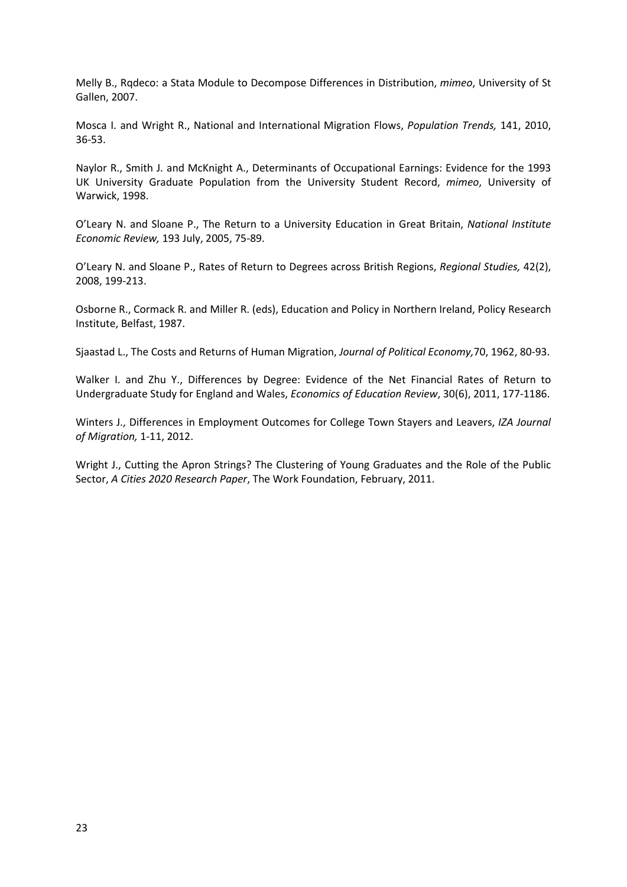Melly B., Rqdeco: a Stata Module to Decompose Differences in Distribution, *mimeo*, University of St Gallen, 2007.

Mosca I. and Wright R., National and International Migration Flows, *Population Trends,* 141, 2010, 36-53.

Naylor R., Smith J. and McKnight A., Determinants of Occupational Earnings: Evidence for the 1993 UK University Graduate Population from the University Student Record, *mimeo*, University of Warwick, 1998.

O'Leary N. and Sloane P., The Return to a University Education in Great Britain, *National Institute Economic Review,* 193 July, 2005, 75-89.

O'Leary N. and Sloane P., Rates of Return to Degrees across British Regions, *Regional Studies,* 42(2), 2008, 199-213.

Osborne R., Cormack R. and Miller R. (eds), Education and Policy in Northern Ireland, Policy Research Institute, Belfast, 1987.

Sjaastad L., The Costs and Returns of Human Migration, *Journal of Political Economy,*70, 1962, 80-93.

Walker I. and Zhu Y., Differences by Degree: Evidence of the Net Financial Rates of Return to Undergraduate Study for England and Wales, *Economics of Education Review*, 30(6), 2011, 177-1186.

Winters J., Differences in Employment Outcomes for College Town Stayers and Leavers, *IZA Journal of Migration,* 1-11, 2012.

Wright J., Cutting the Apron Strings? The Clustering of Young Graduates and the Role of the Public Sector, *A Cities 2020 Research Paper*, The Work Foundation, February, 2011.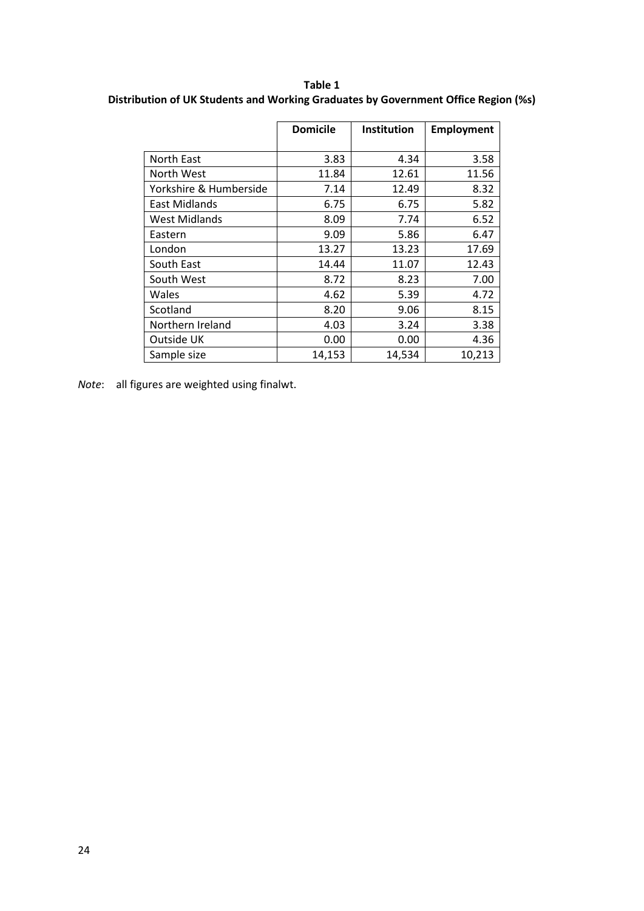**Table 1**
**Distribution of UK Students and Working Graduates by Government Office Region (%s)**

| | Domicile | Institution | Employment |
|---|---|---|---|
| North East | 3.83 | 4.34 | 3.58 |
| North West | 11.84 | 12.61 | 11.56 |
| Yorkshire & Humberside | 7.14 | 12.49 | 8.32 |
| East Midlands | 6.75 | 6.75 | 5.82 |
| West Midlands | 8.09 | 7.74 | 6.52 |
| Eastern | 9.09 | 5.86 | 6.47 |
| London | 13.27 | 13.23 | 17.69 |
| South East | 14.44 | 11.07 | 12.43 |
| South West | 8.72 | 8.23 | 7.00 |
| Wales | 4.62 | 5.39 | 4.72 |
| Scotland | 8.20 | 9.06 | 8.15 |
| Northern Ireland | 4.03 | 3.24 | 3.38 |
| Outside UK | 0.00 | 0.00 | 4.36 |
| Sample size | 14,153 | 14,534 | 10,213 |

*Note*: all figures are weighted using finalwt.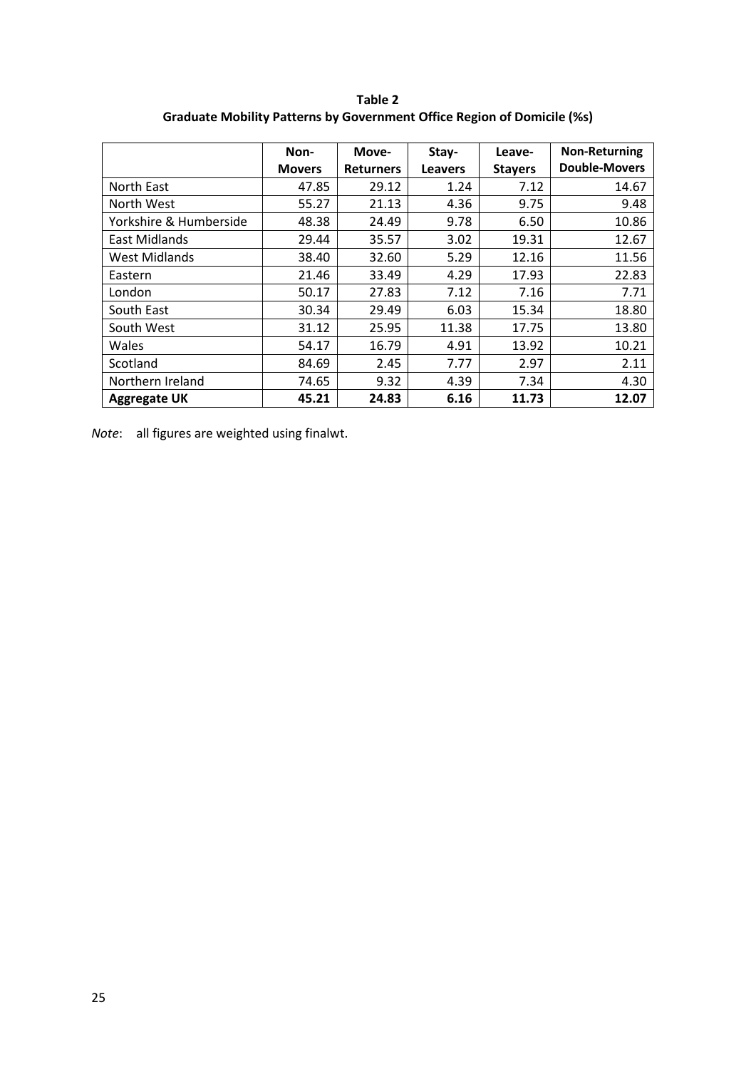**Table 2**
**Graduate Mobility Patterns by Government Office Region of Domicile (%s)**

| | Non-Movers | Move-Returners | Stay-Leavers | Leave-Stayers | Non-Returning Double-Movers |
|---|---|---|---|---|---|
| North East | 47.85 | 29.12 | 1.24 | 7.12 | 14.67 |
| North West | 55.27 | 21.13 | 4.36 | 9.75 | 9.48 |
| Yorkshire & Humberside | 48.38 | 24.49 | 9.78 | 6.50 | 10.86 |
| East Midlands | 29.44 | 35.57 | 3.02 | 19.31 | 12.67 |
| West Midlands | 38.40 | 32.60 | 5.29 | 12.16 | 11.56 |
| Eastern | 21.46 | 33.49 | 4.29 | 17.93 | 22.83 |
| London | 50.17 | 27.83 | 7.12 | 7.16 | 7.71 |
| South East | 30.34 | 29.49 | 6.03 | 15.34 | 18.80 |
| South West | 31.12 | 25.95 | 11.38 | 17.75 | 13.80 |
| Wales | 54.17 | 16.79 | 4.91 | 13.92 | 10.21 |
| Scotland | 84.69 | 2.45 | 7.77 | 2.97 | 2.11 |
| Northern Ireland | 74.65 | 9.32 | 4.39 | 7.34 | 4.30 |
| **Aggregate UK** | **45.21** | **24.83** | **6.16** | **11.73** | **12.07** |

*Note*: all figures are weighted using finalwt.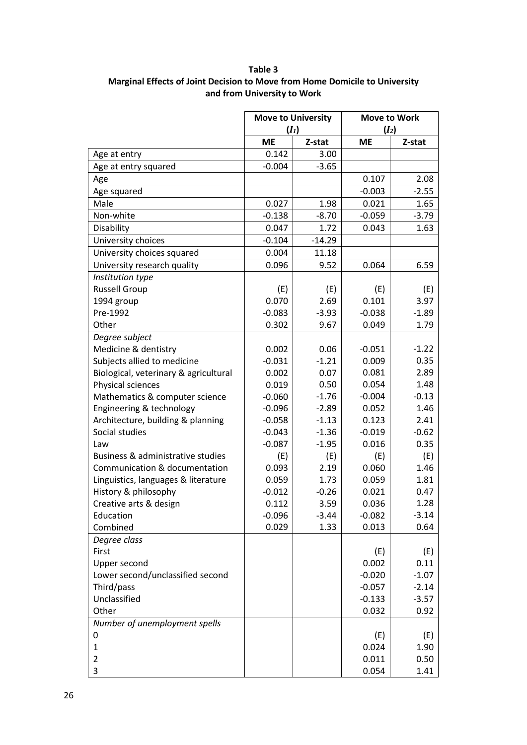**Table 3**
**Marginal Effects of Joint Decision to Move from Home Domicile to University and from University to Work**

| | Move to University ($I_1$) | | Move to Work ($I_2$) | |
|---|---|---|---|---|
| | ME | Z-stat | ME | Z-stat |
| Age at entry | 0.142 | 3.00 | | |
| Age at entry squared | -0.004 | -3.65 | | |
| Age | | | 0.107 | 2.08 |
| Age squared | | | -0.003 | -2.55 |
| Male | 0.027 | 1.98 | 0.021 | 1.65 |
| Non-white | -0.138 | -8.70 | -0.059 | -3.79 |
| Disability | 0.047 | 1.72 | 0.043 | 1.63 |
| University choices | -0.104 | -14.29 | | |
| University choices squared | 0.004 | 11.18 | | |
| University research quality | 0.096 | 9.52 | 0.064 | 6.59 |
| *Institution type* | | | | |
| Russell Group | (E) | (E) | (E) | (E) |
| 1994 group | 0.070 | 2.69 | 0.101 | 3.97 |
| Pre-1992 | -0.083 | -3.93 | -0.038 | -1.89 |
| Other | 0.302 | 9.67 | 0.049 | 1.79 |
| *Degree subject* | | | | |
| Medicine & dentistry | 0.002 | 0.06 | -0.051 | -1.22 |
| Subjects allied to medicine | -0.031 | -1.21 | 0.009 | 0.35 |
| Biological, veterinary & agricultural | 0.002 | 0.07 | 0.081 | 2.89 |
| Physical sciences | 0.019 | 0.50 | 0.054 | 1.48 |
| Mathematics & computer science | -0.060 | -1.76 | -0.004 | -0.13 |
| Engineering & technology | -0.096 | -2.89 | 0.052 | 1.46 |
| Architecture, building & planning | -0.058 | -1.13 | 0.123 | 2.41 |
| Social studies | -0.043 | -1.36 | -0.019 | -0.62 |
| Law | -0.087 | -1.95 | 0.016 | 0.35 |
| Business & administrative studies | (E) | (E) | (E) | (E) |
| Communication & documentation | 0.093 | 2.19 | 0.060 | 1.46 |
| Linguistics, languages & literature | 0.059 | 1.73 | 0.059 | 1.81 |
| History & philosophy | -0.012 | -0.26 | 0.021 | 0.47 |
| Creative arts & design | 0.112 | 3.59 | 0.036 | 1.28 |
| Education | -0.096 | -3.44 | -0.082 | -3.14 |
| Combined | 0.029 | 1.33 | 0.013 | 0.64 |
| *Degree class* | | | | |
| First | | | (E) | (E) |
| Upper second | | | 0.002 | 0.11 |
| Lower second/unclassified second | | | -0.020 | -1.07 |
| Third/pass | | | -0.057 | -2.14 |
| Unclassified | | | -0.133 | -3.57 |
| Other | | | 0.032 | 0.92 |
| *Number of unemployment spells* | | | | |
| 0 | | | (E) | (E) |
| 1 | | | 0.024 | 1.90 |
| 2 | | | 0.011 | 0.50 |
| 3 | | | 0.054 | 1.41 |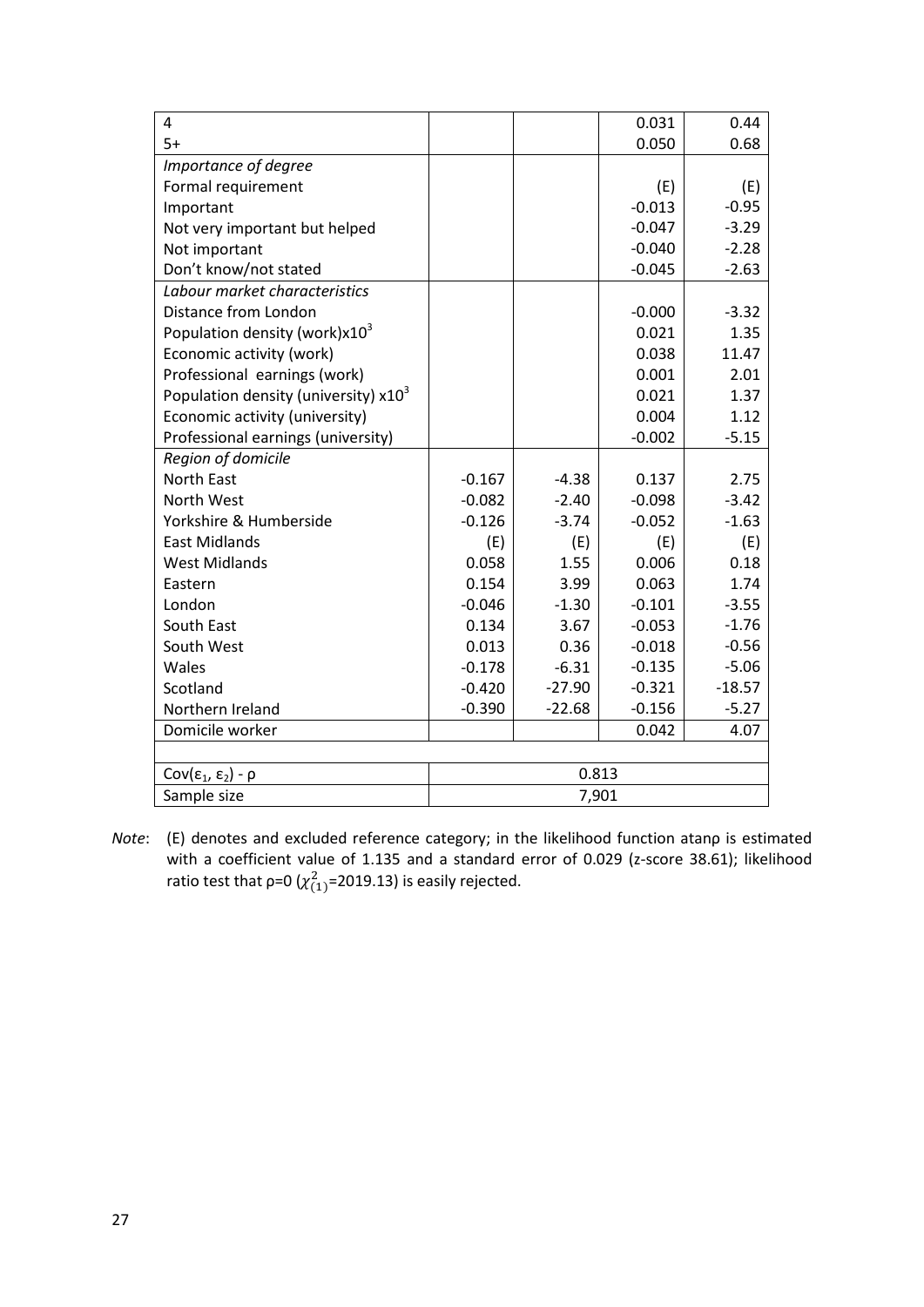| | | | | |
|---|---|---|---|---|
| 4 | | | 0.031 | 0.44 |
| 5+ | | | 0.050 | 0.68 |
| *Importance of degree* | | | | |
| Formal requirement | | | (E) | (E) |
| Important | | | -0.013 | -0.95 |
| Not very important but helped | | | -0.047 | -3.29 |
| Not important | | | -0.040 | -2.28 |
| Don't know/not stated | | | -0.045 | -2.63 |
| *Labour market characteristics* | | | | |
| Distance from London | | | -0.000 | -3.32 |
| Population density (work)x10$^3$ | | | 0.021 | 1.35 |
| Economic activity (work) | | | 0.038 | 11.47 |
| Professional earnings (work) | | | 0.001 | 2.01 |
| Population density (university) x10$^3$ | | | 0.021 | 1.37 |
| Economic activity (university) | | | 0.004 | 1.12 |
| Professional earnings (university) | | | -0.002 | -5.15 |
| *Region of domicile* | | | | |
| North East | -0.167 | -4.38 | 0.137 | 2.75 |
| North West | -0.082 | -2.40 | -0.098 | -3.42 |
| Yorkshire & Humberside | -0.126 | -3.74 | -0.052 | -1.63 |
| East Midlands | (E) | (E) | (E) | (E) |
| West Midlands | 0.058 | 1.55 | 0.006 | 0.18 |
| Eastern | 0.154 | 3.99 | 0.063 | 1.74 |
| London | -0.046 | -1.30 | -0.101 | -3.55 |
| South East | 0.134 | 3.67 | -0.053 | -1.76 |
| South West | 0.013 | 0.36 | -0.018 | -0.56 |
| Wales | -0.178 | -6.31 | -0.135 | -5.06 |
| Scotland | -0.420 | -27.90 | -0.321 | -18.57 |
| Northern Ireland | -0.390 | -22.68 | -0.156 | -5.27 |
| Domicile worker | | | 0.042 | 4.07 |
| | | | | |
| Cov($\varepsilon_1$, $\varepsilon_2$) - ρ | 0.813 | | | |
| Sample size | 7,901 | | | |

*Note*: (E) denotes and excluded reference category; in the likelihood function atanρ is estimated with a coefficient value of 1.135 and a standard error of 0.029 (z-score 38.61); likelihood ratio test that ρ=0 ($\chi^2_{(1)}$=2019.13) is easily rejected.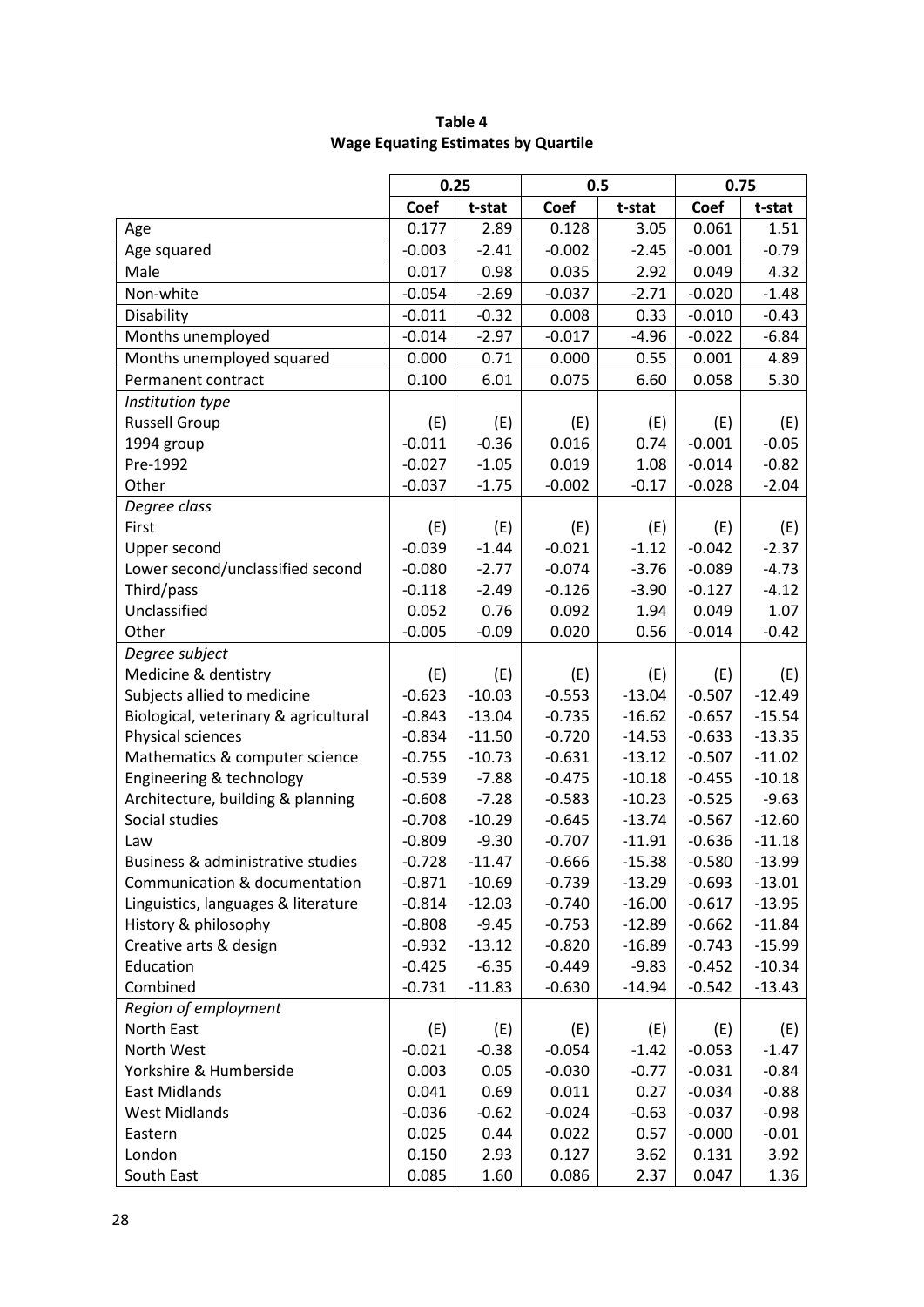**Table 4**
**Wage Equating Estimates by Quartile**

| | 0.25 | | 0.5 | | 0.75 | |
|---|---|---|---|---|---|---|
| | Coef | t-stat | Coef | t-stat | Coef | t-stat |
| Age | 0.177 | 2.89 | 0.128 | 3.05 | 0.061 | 1.51 |
| Age squared | -0.003 | -2.41 | -0.002 | -2.45 | -0.001 | -0.79 |
| Male | 0.017 | 0.98 | 0.035 | 2.92 | 0.049 | 4.32 |
| Non-white | -0.054 | -2.69 | -0.037 | -2.71 | -0.020 | -1.48 |
| Disability | -0.011 | -0.32 | 0.008 | 0.33 | -0.010 | -0.43 |
| Months unemployed | -0.014 | -2.97 | -0.017 | -4.96 | -0.022 | -6.84 |
| Months unemployed squared | 0.000 | 0.71 | 0.000 | 0.55 | 0.001 | 4.89 |
| Permanent contract | 0.100 | 6.01 | 0.075 | 6.60 | 0.058 | 5.30 |
| *Institution type* | | | | | | |
| Russell Group | (E) | (E) | (E) | (E) | (E) | (E) |
| 1994 group | -0.011 | -0.36 | 0.016 | 0.74 | -0.001 | -0.05 |
| Pre-1992 | -0.027 | -1.05 | 0.019 | 1.08 | -0.014 | -0.82 |
| Other | -0.037 | -1.75 | -0.002 | -0.17 | -0.028 | -2.04 |
| *Degree class* | | | | | | |
| First | (E) | (E) | (E) | (E) | (E) | (E) |
| Upper second | -0.039 | -1.44 | -0.021 | -1.12 | -0.042 | -2.37 |
| Lower second/unclassified second | -0.080 | -2.77 | -0.074 | -3.76 | -0.089 | -4.73 |
| Third/pass | -0.118 | -2.49 | -0.126 | -3.90 | -0.127 | -4.12 |
| Unclassified | 0.052 | 0.76 | 0.092 | 1.94 | 0.049 | 1.07 |
| Other | -0.005 | -0.09 | 0.020 | 0.56 | -0.014 | -0.42 |
| *Degree subject* | | | | | | |
| Medicine & dentistry | (E) | (E) | (E) | (E) | (E) | (E) |
| Subjects allied to medicine | -0.623 | -10.03 | -0.553 | -13.04 | -0.507 | -12.49 |
| Biological, veterinary & agricultural | -0.843 | -13.04 | -0.735 | -16.62 | -0.657 | -15.54 |
| Physical sciences | -0.834 | -11.50 | -0.720 | -14.53 | -0.633 | -13.35 |
| Mathematics & computer science | -0.755 | -10.73 | -0.631 | -13.12 | -0.507 | -11.02 |
| Engineering & technology | -0.539 | -7.88 | -0.475 | -10.18 | -0.455 | -10.18 |
| Architecture, building & planning | -0.608 | -7.28 | -0.583 | -10.23 | -0.525 | -9.63 |
| Social studies | -0.708 | -10.29 | -0.645 | -13.74 | -0.567 | -12.60 |
| Law | -0.809 | -9.30 | -0.707 | -11.91 | -0.636 | -11.18 |
| Business & administrative studies | -0.728 | -11.47 | -0.666 | -15.38 | -0.580 | -13.99 |
| Communication & documentation | -0.871 | -10.69 | -0.739 | -13.29 | -0.693 | -13.01 |
| Linguistics, languages & literature | -0.814 | -12.03 | -0.740 | -16.00 | -0.617 | -13.95 |
| History & philosophy | -0.808 | -9.45 | -0.753 | -12.89 | -0.662 | -11.84 |
| Creative arts & design | -0.932 | -13.12 | -0.820 | -16.89 | -0.743 | -15.99 |
| Education | -0.425 | -6.35 | -0.449 | -9.83 | -0.452 | -10.34 |
| Combined | -0.731 | -11.83 | -0.630 | -14.94 | -0.542 | -13.43 |
| *Region of employment* | | | | | | |
| North East | (E) | (E) | (E) | (E) | (E) | (E) |
| North West | -0.021 | -0.38 | -0.054 | -1.42 | -0.053 | -1.47 |
| Yorkshire & Humberside | 0.003 | 0.05 | -0.030 | -0.77 | -0.031 | -0.84 |
| East Midlands | 0.041 | 0.69 | 0.011 | 0.27 | -0.034 | -0.88 |
| West Midlands | -0.036 | -0.62 | -0.024 | -0.63 | -0.037 | -0.98 |
| Eastern | 0.025 | 0.44 | 0.022 | 0.57 | -0.000 | -0.01 |
| London | 0.150 | 2.93 | 0.127 | 3.62 | 0.131 | 3.92 |
| South East | 0.085 | 1.60 | 0.086 | 2.37 | 0.047 | 1.36 |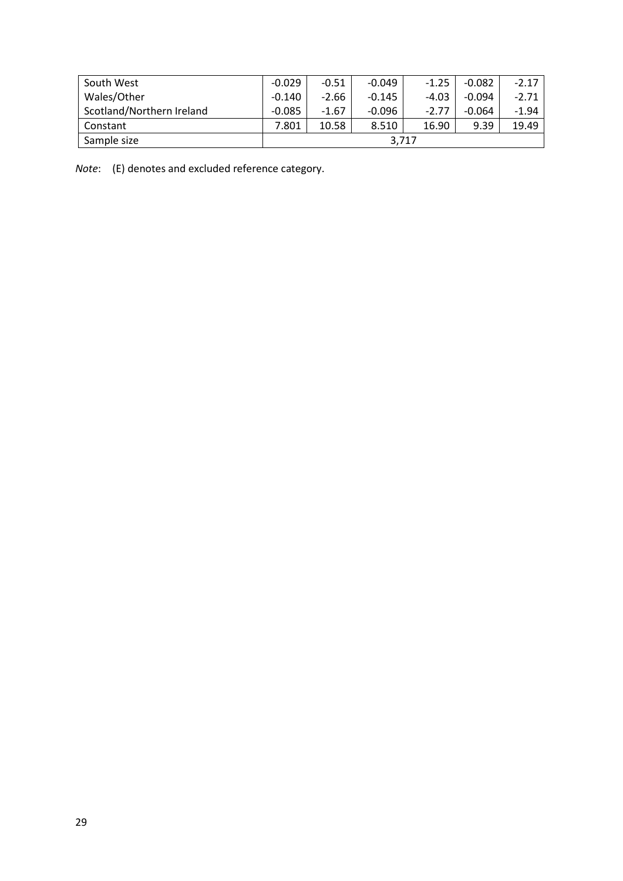| | | | | | | |
|---|---|---|---|---|---|---|
| South West | -0.029 | -0.51 | -0.049 | -1.25 | -0.082 | -2.17 |
| Wales/Other | -0.140 | -2.66 | -0.145 | -4.03 | -0.094 | -2.71 |
| Scotland/Northern Ireland | -0.085 | -1.67 | -0.096 | -2.77 | -0.064 | -1.94 |
| Constant | 7.801 | 10.58 | 8.510 | 16.90 | 9.39 | 19.49 |
| Sample size | 3,717 | | | | | |

*Note*: (E) denotes and excluded reference category.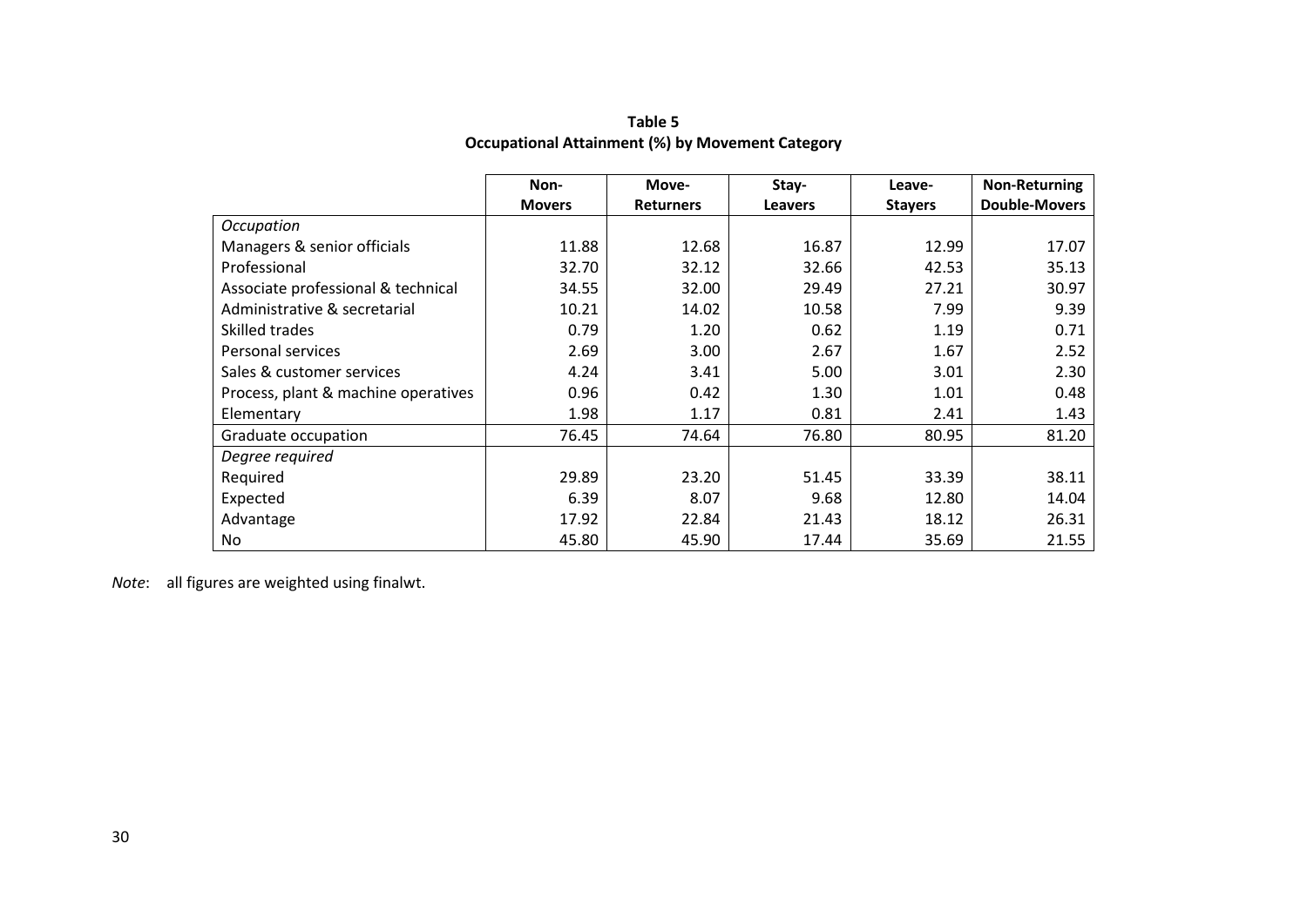**Table 5**
**Occupational Attainment (%) by Movement Category**

| | Non-Movers | Move-Returners | Stay-Leavers | Leave-Stayers | Non-Returning Double-Movers |
|---|---|---|---|---|---|
| *Occupation* | | | | | |
| Managers & senior officials | 11.88 | 12.68 | 16.87 | 12.99 | 17.07 |
| Professional | 32.70 | 32.12 | 32.66 | 42.53 | 35.13 |
| Associate professional & technical | 34.55 | 32.00 | 29.49 | 27.21 | 30.97 |
| Administrative & secretarial | 10.21 | 14.02 | 10.58 | 7.99 | 9.39 |
| Skilled trades | 0.79 | 1.20 | 0.62 | 1.19 | 0.71 |
| Personal services | 2.69 | 3.00 | 2.67 | 1.67 | 2.52 |
| Sales & customer services | 4.24 | 3.41 | 5.00 | 3.01 | 2.30 |
| Process, plant & machine operatives | 0.96 | 0.42 | 1.30 | 1.01 | 0.48 |
| Elementary | 1.98 | 1.17 | 0.81 | 2.41 | 1.43 |
| Graduate occupation | 76.45 | 74.64 | 76.80 | 80.95 | 81.20 |
| *Degree required* | | | | | |
| Required | 29.89 | 23.20 | 51.45 | 33.39 | 38.11 |
| Expected | 6.39 | 8.07 | 9.68 | 12.80 | 14.04 |
| Advantage | 17.92 | 22.84 | 21.43 | 18.12 | 26.31 |
| No | 45.80 | 45.90 | 17.44 | 35.69 | 21.55 |

*Note*: all figures are weighted using finalwt.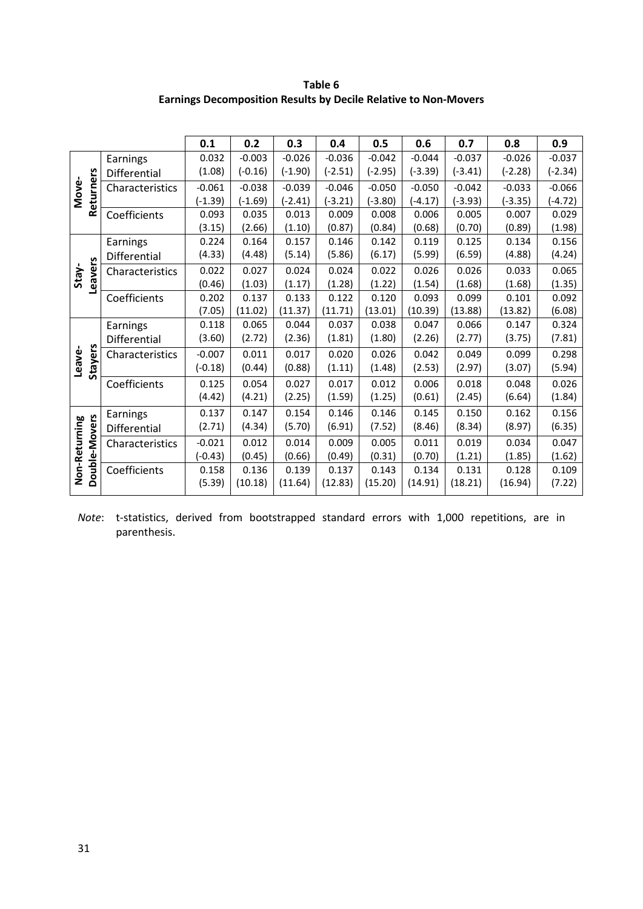**Table 6**
**Earnings Decomposition Results by Decile Relative to Non-Movers**

| | | 0.1 | 0.2 | 0.3 | 0.4 | 0.5 | 0.6 | 0.7 | 0.8 | 0.9 |
|---|---|---|---|---|---|---|---|---|---|---|
| Move-Returners | Earnings Differential | 0.032 | -0.003 | -0.026 | -0.036 | -0.042 | -0.044 | -0.037 | -0.026 | -0.037 |
| | | (1.08) | (-0.16) | (-1.90) | (-2.51) | (-2.95) | (-3.39) | (-3.41) | (-2.28) | (-2.34) |
| | Characteristics | -0.061 | -0.038 | -0.039 | -0.046 | -0.050 | -0.050 | -0.042 | -0.033 | -0.066 |
| | | (-1.39) | (-1.69) | (-2.41) | (-3.21) | (-3.80) | (-4.17) | (-3.93) | (-3.35) | (-4.72) |
| | Coefficients | 0.093 | 0.035 | 0.013 | 0.009 | 0.008 | 0.006 | 0.005 | 0.007 | 0.029 |
| | | (3.15) | (2.66) | (1.10) | (0.87) | (0.84) | (0.68) | (0.70) | (0.89) | (1.98) |
| Stay-Leavers | Earnings Differential | 0.224 | 0.164 | 0.157 | 0.146 | 0.142 | 0.119 | 0.125 | 0.134 | 0.156 |
| | | (4.33) | (4.48) | (5.14) | (5.86) | (6.17) | (5.99) | (6.59) | (4.88) | (4.24) |
| | Characteristics | 0.022 | 0.027 | 0.024 | 0.024 | 0.022 | 0.026 | 0.026 | 0.033 | 0.065 |
| | | (0.46) | (1.03) | (1.17) | (1.28) | (1.22) | (1.54) | (1.68) | (1.68) | (1.35) |
| | Coefficients | 0.202 | 0.137 | 0.133 | 0.122 | 0.120 | 0.093 | 0.099 | 0.101 | 0.092 |
| | | (7.05) | (11.02) | (11.37) | (11.71) | (13.01) | (10.39) | (13.88) | (13.82) | (6.08) |
| Leave-Stayers | Earnings Differential | 0.118 | 0.065 | 0.044 | 0.037 | 0.038 | 0.047 | 0.066 | 0.147 | 0.324 |
| | | (3.60) | (2.72) | (2.36) | (1.81) | (1.80) | (2.26) | (2.77) | (3.75) | (7.81) |
| | Characteristics | -0.007 | 0.011 | 0.017 | 0.020 | 0.026 | 0.042 | 0.049 | 0.099 | 0.298 |
| | | (-0.18) | (0.44) | (0.88) | (1.11) | (1.48) | (2.53) | (2.97) | (3.07) | (5.94) |
| | Coefficients | 0.125 | 0.054 | 0.027 | 0.017 | 0.012 | 0.006 | 0.018 | 0.048 | 0.026 |
| | | (4.42) | (4.21) | (2.25) | (1.59) | (1.25) | (0.61) | (2.45) | (6.64) | (1.84) |
| Non-Returning Double-Movers | Earnings Differential | 0.137 | 0.147 | 0.154 | 0.146 | 0.146 | 0.145 | 0.150 | 0.162 | 0.156 |
| | | (2.71) | (4.34) | (5.70) | (6.91) | (7.52) | (8.46) | (8.34) | (8.97) | (6.35) |
| | Characteristics | -0.021 | 0.012 | 0.014 | 0.009 | 0.005 | 0.011 | 0.019 | 0.034 | 0.047 |
| | | (-0.43) | (0.45) | (0.66) | (0.49) | (0.31) | (0.70) | (1.21) | (1.85) | (1.62) |
| | Coefficients | 0.158 | 0.136 | 0.139 | 0.137 | 0.143 | 0.134 | 0.131 | 0.128 | 0.109 |
| | | (5.39) | (10.18) | (11.64) | (12.83) | (15.20) | (14.91) | (18.21) | (16.94) | (7.22) |

*Note*: t-statistics, derived from bootstrapped standard errors with 1,000 repetitions, are in parenthesis.